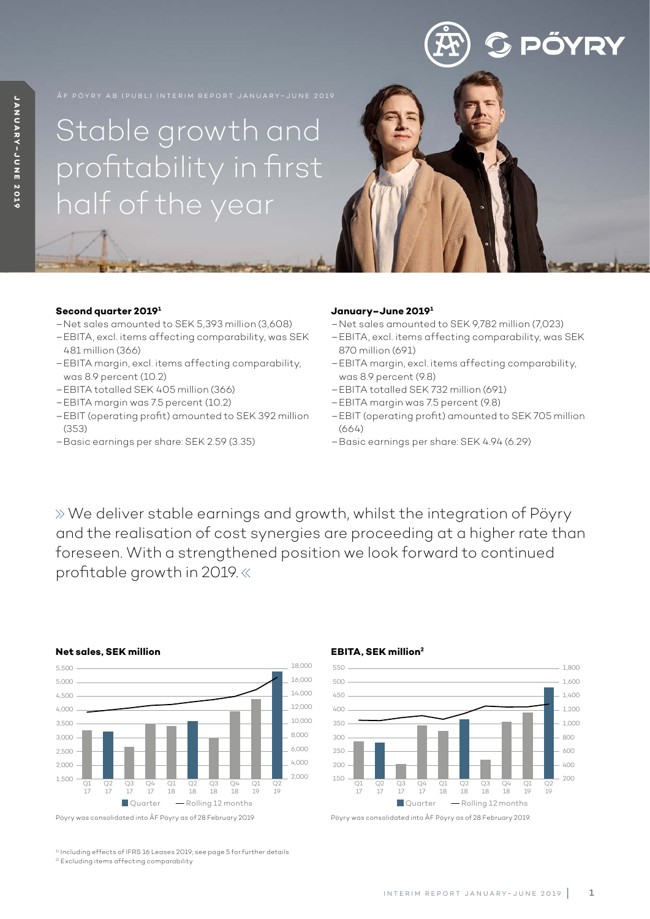ÅF PÖYRY AB (PUBL) INTERIM REPORT JANUARY–JUNE 2019

# Stable growth and profitability in first half of the year

**Second quarter 2019[1]**

- Net sales amounted to SEK 5,393 million (3,608)
- EBITA, excl. items affecting comparability, was SEK 481 million (366)
- EBITA margin, excl. items affecting comparability, was 8.9 percent (10.2)
- EBITA totalled SEK 405 million (366)
- EBITA margin was 7.5 percent (10.2)
- EBIT (operating profit) amounted to SEK 392 million (353)
- Basic earnings per share: SEK 2.59 (3.35)

**January–June 2019[1]**

- Net sales amounted to SEK 9,782 million (7,023)
- EBITA, excl. items affecting comparability, was SEK 870 million (691)
- EBITA margin, excl. items affecting comparability, was 8.9 percent (9.8)
- EBITA totalled SEK 732 million (691)
- EBITA margin was 7.5 percent (9.8)
- EBIT (operating profit) amounted to SEK 705 million (664)
- Basic earnings per share: SEK 4.94 (6.29)

» We deliver stable earnings and growth, whilst the integration of Pöyry and the realisation of cost synergies are proceeding at a higher rate than foreseen. With a strengthened position we look forward to continued profitable growth in 2019. «

**Net sales, SEK million**

Quarter — Rolling 12 months

Pöyry was consolidated into ÅF Pöyry as of 28 February 2019.

**EBITA, SEK million[2]**

Quarter — Rolling 12 months

Pöyry was consolidated into ÅF Pöyry as of 28 February 2019.

[1] Including effects of IFRS 16 Leases 2019; see page 5 for further details
[2] Excluding items affecting comparability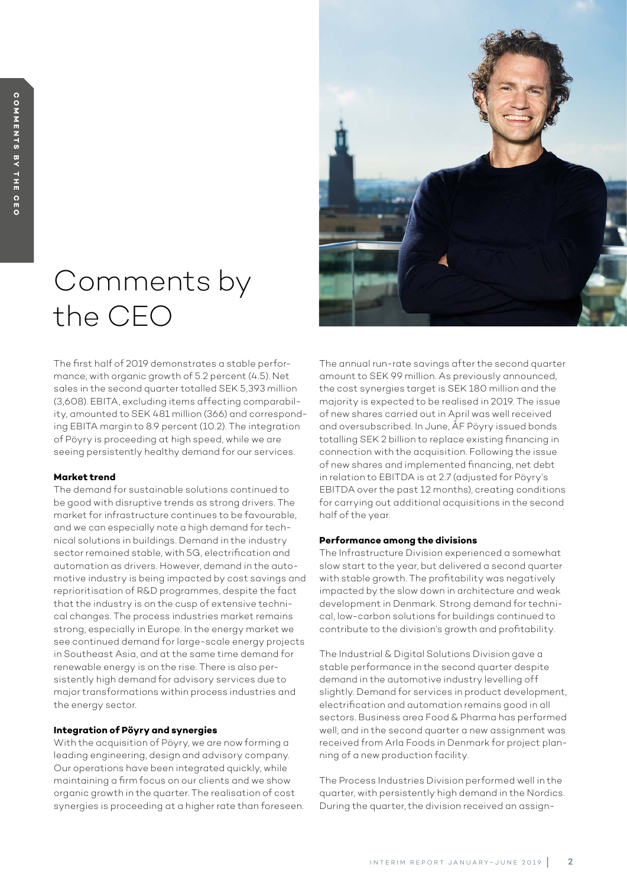# Comments by the CEO

The first half of 2019 demonstrates a stable performance, with organic growth of 5.2 percent (4.5). Net sales in the second quarter totalled SEK 5,393 million (3,608). EBITA, excluding items affecting comparability, amounted to SEK 481 million (366) and corresponding EBITA margin to 8.9 percent (10.2). The integration of Pöyry is proceeding at high speed, while we are seeing persistently healthy demand for our services.

#### Market trend

The demand for sustainable solutions continued to be good with disruptive trends as strong drivers. The market for infrastructure continues to be favourable, and we can especially note a high demand for technical solutions in buildings. Demand in the industry sector remained stable, with 5G, electrification and automation as drivers. However, demand in the automotive industry is being impacted by cost savings and reprioritisation of R&D programmes, despite the fact that the industry is on the cusp of extensive technical changes. The process industries market remains strong, especially in Europe. In the energy market we see continued demand for large-scale energy projects in Southeast Asia, and at the same time demand for renewable energy is on the rise. There is also persistently high demand for advisory services due to major transformations within process industries and the energy sector.

#### Integration of Pöyry and synergies

With the acquisition of Pöyry, we are now forming a leading engineering, design and advisory company. Our operations have been integrated quickly, while maintaining a firm focus on our clients and we show organic growth in the quarter. The realisation of cost synergies is proceeding at a higher rate than foreseen. The annual run-rate savings after the second quarter amount to SEK 99 million. As previously announced, the cost synergies target is SEK 180 million and the majority is expected to be realised in 2019. The issue of new shares carried out in April was well received and oversubscribed. In June, ÅF Pöyry issued bonds totalling SEK 2 billion to replace existing financing in connection with the acquisition. Following the issue of new shares and implemented financing, net debt in relation to EBITDA is at 2.7 (adjusted for Pöyry's EBITDA over the past 12 months), creating conditions for carrying out additional acquisitions in the second half of the year.

#### Performance among the divisions

The Infrastructure Division experienced a somewhat slow start to the year, but delivered a second quarter with stable growth. The profitability was negatively impacted by the slow down in architecture and weak development in Denmark. Strong demand for technical, low-carbon solutions for buildings continued to contribute to the division's growth and profitability.

The Industrial & Digital Solutions Division gave a stable performance in the second quarter despite demand in the automotive industry levelling off slightly. Demand for services in product development, electrification and automation remains good in all sectors. Business area Food & Pharma has performed well, and in the second quarter a new assignment was received from Arla Foods in Denmark for project planning of a new production facility.

The Process Industries Division performed well in the quarter, with persistently high demand in the Nordics. During the quarter, the division received an assign-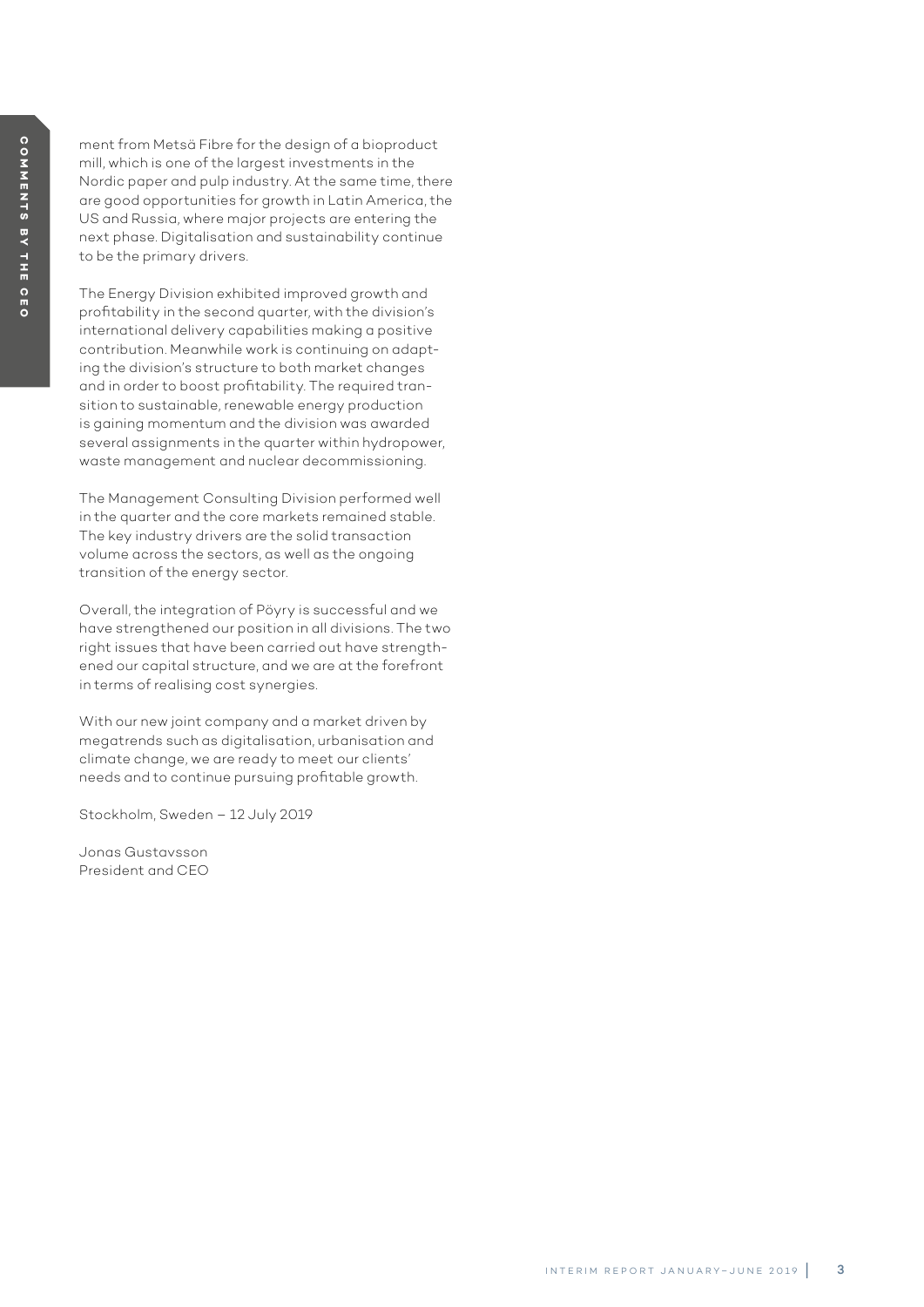ment from Metsä Fibre for the design of a bioproduct mill, which is one of the largest investments in the Nordic paper and pulp industry. At the same time, there are good opportunities for growth in Latin America, the US and Russia, where major projects are entering the next phase. Digitalisation and sustainability continue to be the primary drivers.

The Energy Division exhibited improved growth and profitability in the second quarter, with the division's international delivery capabilities making a positive contribution. Meanwhile work is continuing on adapting the division's structure to both market changes and in order to boost profitability. The required transition to sustainable, renewable energy production is gaining momentum and the division was awarded several assignments in the quarter within hydropower, waste management and nuclear decommissioning.

The Management Consulting Division performed well in the quarter and the core markets remained stable. The key industry drivers are the solid transaction volume across the sectors, as well as the ongoing transition of the energy sector.

Overall, the integration of Pöyry is successful and we have strengthened our position in all divisions. The two right issues that have been carried out have strengthened our capital structure, and we are at the forefront in terms of realising cost synergies.

With our new joint company and a market driven by megatrends such as digitalisation, urbanisation and climate change, we are ready to meet our clients' needs and to continue pursuing profitable growth.

Stockholm, Sweden – 12 July 2019

Jonas Gustavsson
President and CEO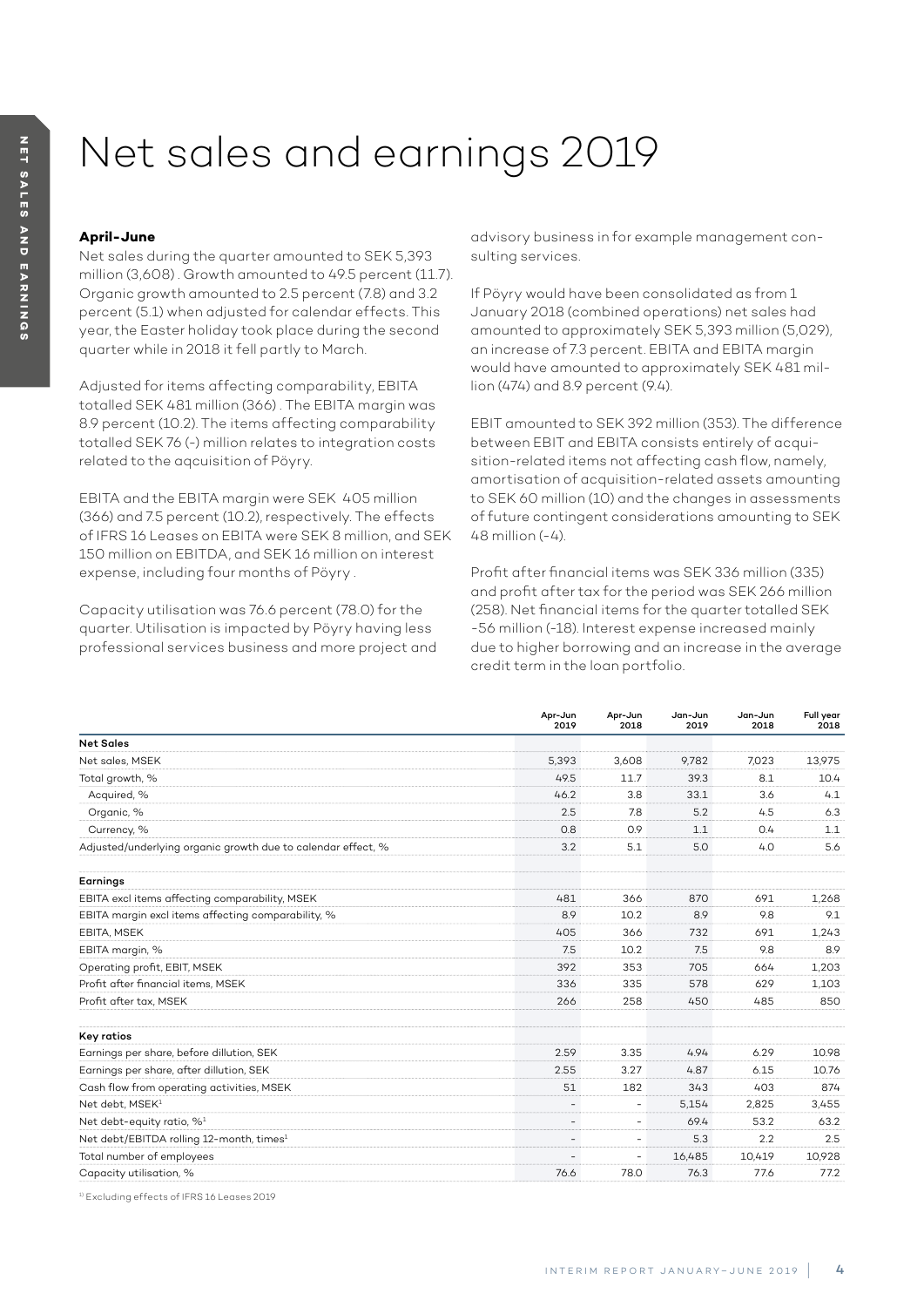# Net sales and earnings 2019

**April–June**

Net sales during the quarter amounted to SEK 5,393 million (3,608) . Growth amounted to 49.5 percent (11.7). Organic growth amounted to 2.5 percent (7.8) and 3.2 percent (5.1) when adjusted for calendar effects. This year, the Easter holiday took place during the second quarter while in 2018 it fell partly to March.

Adjusted for items affecting comparability, EBITA totalled SEK 481 million (366) . The EBITA margin was 8.9 percent (10.2). The items affecting comparability totalled SEK 76 (-) million relates to integration costs related to the aqcuisition of Pöyry.

EBITA and the EBITA margin were SEK 405 million (366) and 7.5 percent (10.2), respectively. The effects of IFRS 16 Leases on EBITA were SEK 8 million, and SEK 150 million on EBITDA, and SEK 16 million on interest expense, including four months of Pöyry .

Capacity utilisation was 76.6 percent (78.0) for the quarter. Utilisation is impacted by Pöyry having less professional services business and more project and advisory business in for example management consulting services.

If Pöyry would have been consolidated as from 1 January 2018 (combined operations) net sales had amounted to approximately SEK 5,393 million (5,029), an increase of 7.3 percent. EBITA and EBITA margin would have amounted to approximately SEK 481 million (474) and 8.9 percent (9.4).

EBIT amounted to SEK 392 million (353). The difference between EBIT and EBITA consists entirely of acquisition-related items not affecting cash flow, namely, amortisation of acquisition-related assets amounting to SEK 60 million (10) and the changes in assessments of future contingent considerations amounting to SEK 48 million (-4).

Profit after financial items was SEK 336 million (335) and profit after tax for the period was SEK 266 million (258). Net financial items for the quarter totalled SEK -56 million (-18). Interest expense increased mainly due to higher borrowing and an increase in the average credit term in the loan portfolio.

| | Apr-Jun 2019 | Apr-Jun 2018 | Jan-Jun 2019 | Jan-Jun 2018 | Full year 2018 |
|---|---|---|---|---|---|
| **Net Sales** | | | | | |
| Net sales, MSEK | 5,393 | 3,608 | 9,782 | 7,023 | 13,975 |
| Total growth, % | 49.5 | 11.7 | 39.3 | 8.1 | 10.4 |
| Acquired, % | 46.2 | 3.8 | 33.1 | 3.6 | 4.1 |
| Organic, % | 2.5 | 7.8 | 5.2 | 4.5 | 6.3 |
| Currency, % | 0.8 | 0.9 | 1.1 | 0.4 | 1.1 |
| Adjusted/underlying organic growth due to calendar effect, % | 3.2 | 5.1 | 5.0 | 4.0 | 5.6 |
| **Earnings** | | | | | |
| EBITA excl items affecting comparability, MSEK | 481 | 366 | 870 | 691 | 1,268 |
| EBITA margin excl items affecting comparability, % | 8.9 | 10.2 | 8.9 | 9.8 | 9.1 |
| EBITA, MSEK | 405 | 366 | 732 | 691 | 1,243 |
| EBITA margin, % | 7.5 | 10.2 | 7.5 | 9.8 | 8.9 |
| Operating profit, EBIT, MSEK | 392 | 353 | 705 | 664 | 1,203 |
| Profit after financial items, MSEK | 336 | 335 | 578 | 629 | 1,103 |
| Profit after tax, MSEK | 266 | 258 | 450 | 485 | 850 |
| **Key ratios** | | | | | |
| Earnings per share, before dilution, SEK | 2.59 | 3.35 | 4.94 | 6.29 | 10.98 |
| Earnings per share, after dilution, SEK | 2.55 | 3.27 | 4.87 | 6.15 | 10.76 |
| Cash flow from operating activities, MSEK | 51 | 182 | 343 | 403 | 874 |
| Net debt, MSEK[1] | - | - | 5,154 | 2,825 | 3,455 |
| Net debt-equity ratio, %[1] | - | - | 69.4 | 53.2 | 63.2 |
| Net debt/EBITDA rolling 12-month, times[1] | - | - | 5.3 | 2.2 | 2.5 |
| Total number of employees | - | - | 16,485 | 10,419 | 10,928 |
| Capacity utilisation, % | 76.6 | 78.0 | 76.3 | 77.6 | 77.2 |

[1] Excluding effects of IFRS 16 Leases 2019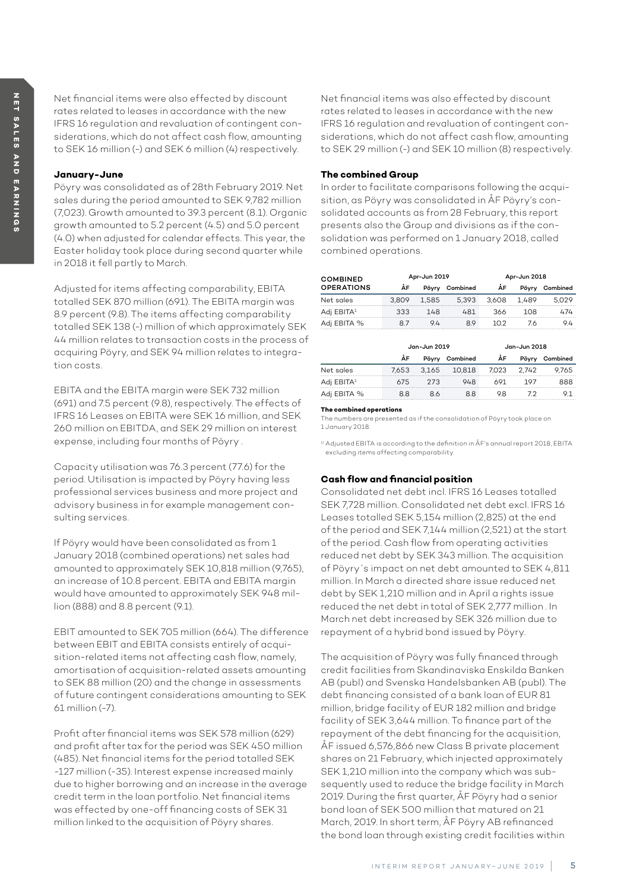Net financial items were also effected by discount rates related to leases in accordance with the new IFRS 16 regulation and revaluation of contingent considerations, which do not affect cash flow, amounting to SEK 16 million (-) and SEK 6 million (4) respectively.

**January–June**

Pöyry was consolidated as of 28th February 2019. Net sales during the period amounted to SEK 9,782 million (7,023). Growth amounted to 39.3 percent (8.1). Organic growth amounted to 5.2 percent (4.5) and 5.0 percent (4.0) when adjusted for calendar effects. This year, the Easter holiday took place during second quarter while in 2018 it fell partly to March.

Adjusted for items affecting comparability, EBITA totalled SEK 870 million (691). The EBITA margin was 8.9 percent (9.8). The items affecting comparability totalled SEK 138 (-) million of which approximately SEK 44 million relates to transaction costs in the process of acquiring Pöyry, and SEK 94 million relates to integration costs.

EBITA and the EBITA margin were SEK 732 million (691) and 7.5 percent (9.8), respectively. The effects of IFRS 16 Leases on EBITA were SEK 16 million, and SEK 260 million on EBITDA, and SEK 29 million on interest expense, including four months of Pöyry .

Capacity utilisation was 76.3 percent (77.6) for the period. Utilisation is impacted by Pöyry having less professional services business and more project and advisory business in for example management consulting services.

If Pöyry would have been consolidated as from 1 January 2018 (combined operations) net sales had amounted to approximately SEK 10,818 million (9,765), an increase of 10.8 percent. EBITA and EBITA margin would have amounted to approximately SEK 948 million (888) and 8.8 percent (9.1).

EBIT amounted to SEK 705 million (664). The difference between EBIT and EBITA consists entirely of acquisition-related items not affecting cash flow, namely, amortisation of acquisition-related assets amounting to SEK 88 million (20) and the change in assessments of future contingent considerations amounting to SEK 61 million (-7).

Profit after financial items was SEK 578 million (629) and profit after tax for the period was SEK 450 million (485). Net financial items for the period totalled SEK -127 million (-35). Interest expense increased mainly due to higher borrowing and an increase in the average credit term in the loan portfolio. Net financial items was effected by one-off financing costs of SEK 31 million linked to the acquisition of Pöyry shares.

Net financial items was also effected by discount rates related to leases in accordance with the new IFRS 16 regulation and revaluation of contingent considerations, which do not affect cash flow, amounting to SEK 29 million (-) and SEK 10 million (8) respectively.

**The combined Group**

In order to facilitate comparisons following the acquisition, as Pöyry was consolidated in ÅF Pöyry's consolidated accounts as from 28 February, this report presents also the Group and divisions as if the consolidation was performed on 1 January 2018, called combined operations.

| COMBINED OPERATIONS | Apr-Jun 2019 | | | Apr-Jun 2018 | | |
|---|---|---|---|---|---|---|
| | ÅF | Pöyry | Combined | ÅF | Pöyry | Combined |
| Net sales | 3,809 | 1,585 | 5,393 | 3,608 | 1,489 | 5,029 |
| Adj EBITA[1] | 333 | 148 | 481 | 366 | 108 | 474 |
| Adj EBITA % | 8.7 | 9.4 | 8.9 | 10.2 | 7.6 | 9.4 |

| | Jan-Jun 2019 | | | Jan-Jun 2018 | | |
|---|---|---|---|---|---|---|
| | ÅF | Pöyry | Combined | ÅF | Pöyry | Combined |
| Net sales | 7,653 | 3,165 | 10,818 | 7,023 | 2,742 | 9,765 |
| Adj EBITA[1] | 675 | 273 | 948 | 691 | 197 | 888 |
| Adj EBITA % | 8.8 | 8.6 | 8.8 | 9.8 | 7.2 | 9.1 |

**The combined operations**

The numbers are presented as if the consolidation of Pöyry took place on 1 January 2018.

[1] Adjusted EBITA is according to the definition in ÅF's annual report 2018, EBITA excluding items affecting comparability.

**Cash flow and financial position**

Consolidated net debt incl. IFRS 16 Leases totalled SEK 7,728 million. Consolidated net debt excl. IFRS 16 Leases totalled SEK 5,154 million (2,825) at the end of the period and SEK 7,144 million (2,521) at the start of the period. Cash flow from operating activities reduced net debt by SEK 343 million. The acquisition of Pöyry´s impact on net debt amounted to SEK 4,811 million. In March a directed share issue reduced net debt by SEK 1,210 million and in April a rights issue reduced the net debt in total of SEK 2,777 million . In March net debt increased by SEK 326 million due to repayment of a hybrid bond issued by Pöyry.

The acquisition of Pöyry was fully financed through credit facilities from Skandinaviska Enskilda Banken AB (publ) and Svenska Handelsbanken AB (publ). The debt financing consisted of a bank loan of EUR 81 million, bridge facility of EUR 182 million and bridge facility of SEK 3,644 million. To finance part of the repayment of the debt financing for the acquisition, ÅF issued 6,576,866 new Class B private placement shares on 21 February, which injected approximately SEK 1,210 million into the company which was subsequently used to reduce the bridge facility in March 2019. During the first quarter, ÅF Pöyry had a senior bond loan of SEK 500 million that matured on 21 March, 2019. In short term, ÅF Pöyry AB refinanced the bond loan through existing credit facilities within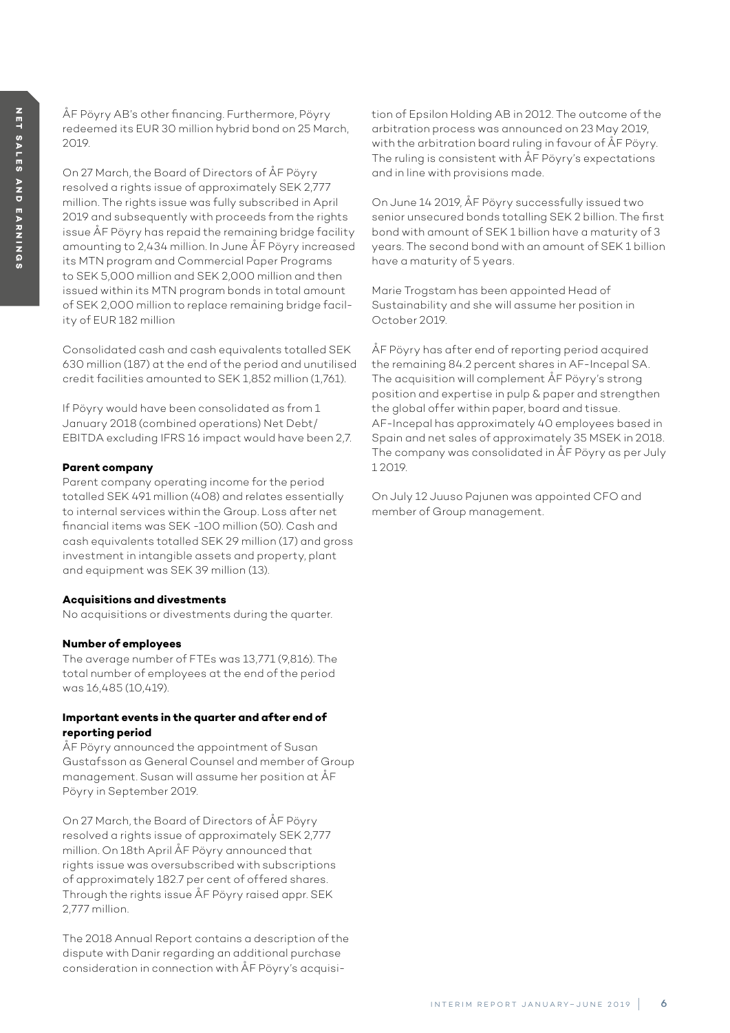ÅF Pöyry AB's other financing. Furthermore, Pöyry redeemed its EUR 30 million hybrid bond on 25 March, 2019.

On 27 March, the Board of Directors of ÅF Pöyry resolved a rights issue of approximately SEK 2,777 million. The rights issue was fully subscribed in April 2019 and subsequently with proceeds from the rights issue ÅF Pöyry has repaid the remaining bridge facility amounting to 2,434 million. In June ÅF Pöyry increased its MTN program and Commercial Paper Programs to SEK 5,000 million and SEK 2,000 million and then issued within its MTN program bonds in total amount of SEK 2,000 million to replace remaining bridge facility of EUR 182 million

Consolidated cash and cash equivalents totalled SEK 630 million (187) at the end of the period and unutilised credit facilities amounted to SEK 1,852 million (1,761).

If Pöyry would have been consolidated as from 1 January 2018 (combined operations) Net Debt/ EBITDA excluding IFRS 16 impact would have been 2,7.

**Parent company**

Parent company operating income for the period totalled SEK 491 million (408) and relates essentially to internal services within the Group. Loss after net financial items was SEK -100 million (50). Cash and cash equivalents totalled SEK 29 million (17) and gross investment in intangible assets and property, plant and equipment was SEK 39 million (13).

**Acquisitions and divestments**

No acquisitions or divestments during the quarter.

**Number of employees**

The average number of FTEs was 13,771 (9,816). The total number of employees at the end of the period was 16,485 (10,419).

**Important events in the quarter and after end of reporting period**

ÅF Pöyry announced the appointment of Susan Gustafsson as General Counsel and member of Group management. Susan will assume her position at ÅF Pöyry in September 2019.

On 27 March, the Board of Directors of ÅF Pöyry resolved a rights issue of approximately SEK 2,777 million. On 18th April ÅF Pöyry announced that rights issue was oversubscribed with subscriptions of approximately 182.7 per cent of offered shares. Through the rights issue ÅF Pöyry raised appr. SEK 2,777 million.

The 2018 Annual Report contains a description of the dispute with Danir regarding an additional purchase consideration in connection with ÅF Pöyry's acquisition of Epsilon Holding AB in 2012. The outcome of the arbitration process was announced on 23 May 2019, with the arbitration board ruling in favour of ÅF Pöyry. The ruling is consistent with ÅF Pöyry's expectations and in line with provisions made.

On June 14 2019, ÅF Pöyry successfully issued two senior unsecured bonds totalling SEK 2 billion. The first bond with amount of SEK 1 billion have a maturity of 3 years. The second bond with an amount of SEK 1 billion have a maturity of 5 years.

Marie Trogstam has been appointed Head of Sustainability and she will assume her position in October 2019.

ÅF Pöyry has after end of reporting period acquired the remaining 84.2 percent shares in AF-Incepal SA. The acquisition will complement ÅF Pöyry's strong position and expertise in pulp & paper and strengthen the global offer within paper, board and tissue. AF-Incepal has approximately 40 employees based in Spain and net sales of approximately 35 MSEK in 2018. The company was consolidated in ÅF Pöyry as per July 1 2019.

On July 12 Juuso Pajunen was appointed CFO and member of Group management.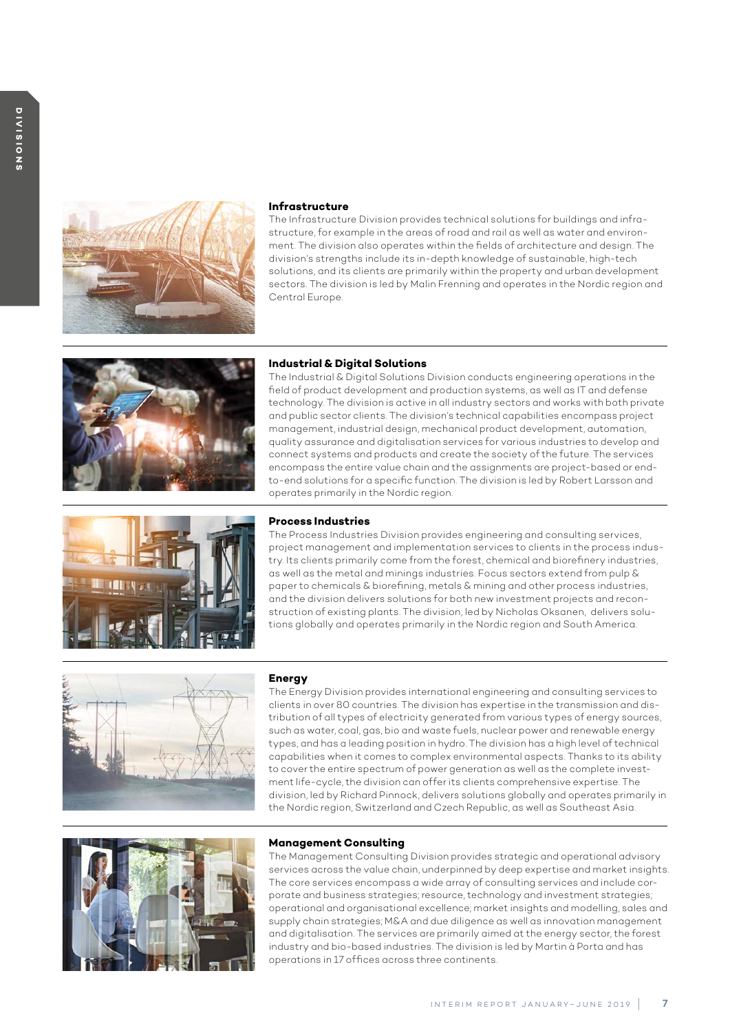## Infrastructure

The Infrastructure Division provides technical solutions for buildings and infrastructure, for example in the areas of road and rail as well as water and environment. The division also operates within the fields of architecture and design. The division's strengths include its in-depth knowledge of sustainable, high-tech solutions, and its clients are primarily within the property and urban development sectors. The division is led by Malin Frenning and operates in the Nordic region and Central Europe.

## Industrial & Digital Solutions

The Industrial & Digital Solutions Division conducts engineering operations in the field of product development and production systems, as well as IT and defense technology. The division is active in all industry sectors and works with both private and public sector clients. The division's technical capabilities encompass project management, industrial design, mechanical product development, automation, quality assurance and digitalisation services for various industries to develop and connect systems and products and create the society of the future. The services encompass the entire value chain and the assignments are project-based or end-to-end solutions for a specific function. The division is led by Robert Larsson and operates primarily in the Nordic region.

## Process Industries

The Process Industries Division provides engineering and consulting services, project management and implementation services to clients in the process industry. Its clients primarily come from the forest, chemical and biorefinery industries, as well as the metal and minings industries. Focus sectors extend from pulp & paper to chemicals & biorefining, metals & mining and other process industries, and the division delivers solutions for both new investment projects and reconstruction of existing plants. The division, led by Nicholas Oksanen, delivers solutions globally and operates primarily in the Nordic region and South America.

## Energy

The Energy Division provides international engineering and consulting services to clients in over 80 countries. The division has expertise in the transmission and distribution of electricity generated from various types of energy sources, such as water, coal, gas, bio and waste fuels, nuclear power and renewable energy types, and has a leading position in hydro. The division has a high level of technical capabilities when it comes to complex environmental aspects. Thanks to its ability to cover the entire spectrum of power generation as well as the complete investment life-cycle, the division can offer its clients comprehensive expertise. The division, led by Richard Pinnock, delivers solutions globally and operates primarily in the Nordic region, Switzerland and Czech Republic, as well as Southeast Asia.

## Management Consulting

The Management Consulting Division provides strategic and operational advisory services across the value chain, underpinned by deep expertise and market insights. The core services encompass a wide array of consulting services and include corporate and business strategies; resource, technology and investment strategies; operational and organisational excellence; market insights and modelling, sales and supply chain strategies; M&A and due diligence as well as innovation management and digitalisation. The services are primarily aimed at the energy sector, the forest industry and bio-based industries. The division is led by Martin à Porta and has operations in 17 offices across three continents.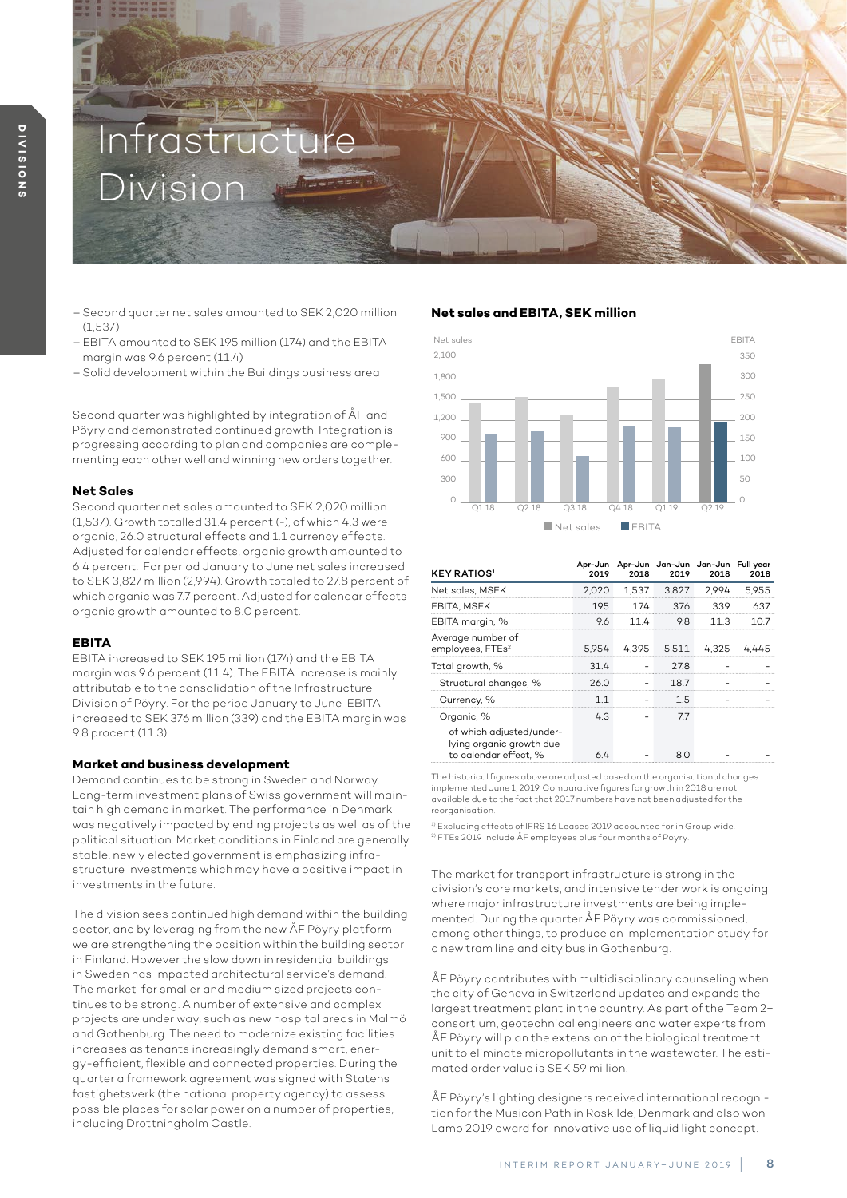# Infrastructure Division

- Second quarter net sales amounted to SEK 2,020 million (1,537)
- EBITA amounted to SEK 195 million (174) and the EBITA margin was 9.6 percent (11.4)
- Solid development within the Buildings business area

Second quarter was highlighted by integration of ÅF and Pöyry and demonstrated continued growth. Integration is progressing according to plan and companies are complementing each other well and winning new orders together.

### Net Sales

Second quarter net sales amounted to SEK 2,020 million (1,537). Growth totalled 31.4 percent (-), of which 4.3 were organic, 26.0 structural effects and 1.1 currency effects. Adjusted for calendar effects, organic growth amounted to 6.4 percent. For period January to June net sales increased to SEK 3,827 million (2,994). Growth totaled to 27.8 percent of which organic was 7.7 percent. Adjusted for calendar effects organic growth amounted to 8.0 percent.

### EBITA

EBITA increased to SEK 195 million (174) and the EBITA margin was 9.6 percent (11.4). The EBITA increase is mainly attributable to the consolidation of the Infrastructure Division of Pöyry. For the period January to June EBITA increased to SEK 376 million (339) and the EBITA margin was 9.8 procent (11.3).

### Market and business development

Demand continues to be strong in Sweden and Norway. Long-term investment plans of Swiss government will maintain high demand in market. The performance in Denmark was negatively impacted by ending projects as well as of the political situation. Market conditions in Finland are generally stable, newly elected government is emphasizing infrastructure investments which may have a positive impact in investments in the future.

The division sees continued high demand within the building sector, and by leveraging from the new ÅF Pöyry platform we are strengthening the position within the building sector in Finland. However the slow down in residential buildings in Sweden has impacted architectural service's demand. The market for smaller and medium sized projects continues to be strong. A number of extensive and complex projects are under way, such as new hospital areas in Malmö and Gothenburg. The need to modernize existing facilities increases as tenants increasingly demand smart, energy-efficient, flexible and connected properties. During the quarter a framework agreement was signed with Statens fastighetsverk (the national property agency) to assess possible places for solar power on a number of properties, including Drottningholm Castle.

### Net sales and EBITA, SEK million

| | Q1 18 | Q2 18 | Q3 18 | Q4 18 | Q1 19 | Q2 19 |
|---|---|---|---|---|---|---|
| Net sales | | | | | | |
| EBITA | | | | | | |

| KEY RATIOS[1] | Apr-Jun 2019 | Apr-Jun 2018 | Jan-Jun 2019 | Jan-Jun 2018 | Full year 2018 |
|---|---|---|---|---|---|
| Net sales, MSEK | 2,020 | 1,537 | 3,827 | 2,994 | 5,955 |
| EBITA, MSEK | 195 | 174 | 376 | 339 | 637 |
| EBITA margin, % | 9.6 | 11.4 | 9.8 | 11.3 | 10.7 |
| Average number of employees, FTEs[2] | 5,954 | 4,395 | 5,511 | 4,325 | 4,445 |
| Total growth, % | 31.4 | - | 27.8 | - | - |
| Structural changes, % | 26.0 | - | 18.7 | - | - |
| Currency, % | 1.1 | - | 1.5 | - | - |
| Organic, % | 4.3 | - | 7.7 | | |
| of which adjusted/underlying organic growth due to calendar effect, % | 6.4 | - | 8.0 | - | - |

The historical figures above are adjusted based on the organisational changes implemented June 1, 2019. Comparative figures for growth in 2018 are not available due to the fact that 2017 numbers have not been adjusted for the reorganisation.

[1] Excluding effects of IFRS 16 Leases 2019 accounted for in Group wide.
[2] FTEs 2019 include ÅF employees plus four months of Pöyry.

The market for transport infrastructure is strong in the division's core markets, and intensive tender work is ongoing where major infrastructure investments are being implemented. During the quarter ÅF Pöyry was commissioned, among other things, to produce an implementation study for a new tram line and city bus in Gothenburg.

ÅF Pöyry contributes with multidisciplinary counseling when the city of Geneva in Switzerland updates and expands the largest treatment plant in the country. As part of the Team 2+ consortium, geotechnical engineers and water experts from ÅF Pöyry will plan the extension of the biological treatment unit to eliminate micropollutants in the wastewater. The estimated order value is SEK 59 million.

ÅF Pöyry's lighting designers received international recognition for the Musicon Path in Roskilde, Denmark and also won Lamp 2019 award for innovative use of liquid light concept.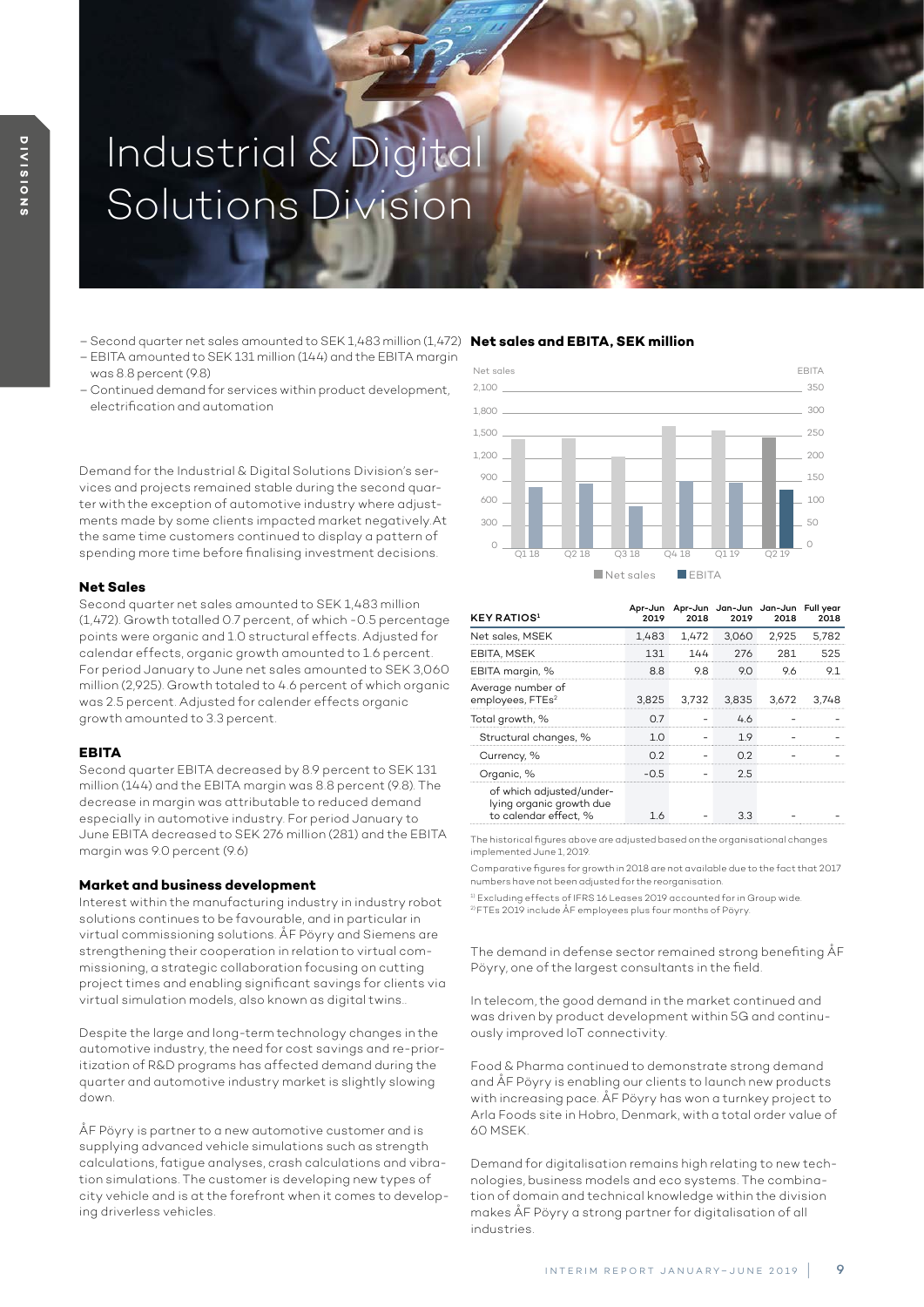# Industrial & Digital Solutions Division

- Second quarter net sales amounted to SEK 1,483 million (1,472)
- EBITA amounted to SEK 131 million (144) and the EBITA margin was 8.8 percent (9.8)
- Continued demand for services within product development, electrification and automation

Demand for the Industrial & Digital Solutions Division's services and projects remained stable during the second quarter with the exception of automotive industry where adjustments made by some clients impacted market negatively.At the same time customers continued to display a pattern of spending more time before finalising investment decisions.

### Net Sales

Second quarter net sales amounted to SEK 1,483 million (1,472). Growth totalled 0.7 percent, of which -0.5 percentage points were organic and 1.0 structural effects. Adjusted for calendar effects, organic growth amounted to 1.6 percent. For period January to June net sales amounted to SEK 3,060 million (2,925). Growth totaled to 4.6 percent of which organic was 2.5 percent. Adjusted for calender effects organic growth amounted to 3.3 percent.

### EBITA

Second quarter EBITA decreased by 8.9 percent to SEK 131 million (144) and the EBITA margin was 8.8 percent (9.8). The decrease in margin was attributable to reduced demand especially in automotive industry. For period January to June EBITA decreased to SEK 276 million (281) and the EBITA margin was 9.0 percent (9.6)

### Market and business development

Interest within the manufacturing industry in industry robot solutions continues to be favourable, and in particular in virtual commissioning solutions. ÅF Pöyry and Siemens are strengthening their cooperation in relation to virtual commissioning, a strategic collaboration focusing on cutting project times and enabling significant savings for clients via virtual simulation models, also known as digital twins..

Despite the large and long-term technology changes in the automotive industry, the need for cost savings and re-prioritization of R&D programs has affected demand during the quarter and automotive industry market is slightly slowing down.

ÅF Pöyry is partner to a new automotive customer and is supplying advanced vehicle simulations such as strength calculations, fatigue analyses, crash calculations and vibration simulations. The customer is developing new types of city vehicle and is at the forefront when it comes to developing driverless vehicles.

**Net sales and EBITA, SEK million**

| | Q1 18 | Q2 18 | Q3 18 | Q4 18 | Q1 19 | Q2 19 |
|---|---|---|---|---|---|---|

| KEY RATIOS[1] | Apr-Jun 2019 | Apr-Jun 2018 | Jan-Jun 2019 | Jan-Jun 2018 | Full year 2018 |
|---|---|---|---|---|---|
| Net sales, MSEK | 1,483 | 1,472 | 3,060 | 2,925 | 5,782 |
| EBITA, MSEK | 131 | 144 | 276 | 281 | 525 |
| EBITA margin, % | 8.8 | 9.8 | 9.0 | 9.6 | 9.1 |
| Average number of employees, FTEs[2] | 3,825 | 3,732 | 3,835 | 3,672 | 3,748 |
| Total growth, % | 0.7 | - | 4.6 | - | - |
| Structural changes, % | 1.0 | - | 1.9 | - | - |
| Currency, % | 0.2 | - | 0.2 | - | - |
| Organic, % | -0.5 | - | 2.5 | | |
| of which adjusted/underlying organic growth due to calendar effect, % | 1.6 | - | 3.3 | - | - |

The historical figures above are adjusted based on the organisational changes implemented June 1, 2019.

Comparative figures for growth in 2018 are not available due to the fact that 2017 numbers have not been adjusted for the reorganisation.

[1] Excluding effects of IFRS 16 Leases 2019 accounted for in Group wide.
[2] FTEs 2019 include ÅF employees plus four months of Pöyry.

The demand in defense sector remained strong benefiting ÅF Pöyry, one of the largest consultants in the field.

In telecom, the good demand in the market continued and was driven by product development within 5G and continuously improved IoT connectivity.

Food & Pharma continued to demonstrate strong demand and ÅF Pöyry is enabling our clients to launch new products with increasing pace. ÅF Pöyry has won a turnkey project to Arla Foods site in Hobro, Denmark, with a total order value of 60 MSEK.

Demand for digitalisation remains high relating to new technologies, business models and eco systems. The combination of domain and technical knowledge within the division makes ÅF Pöyry a strong partner for digitalisation of all industries.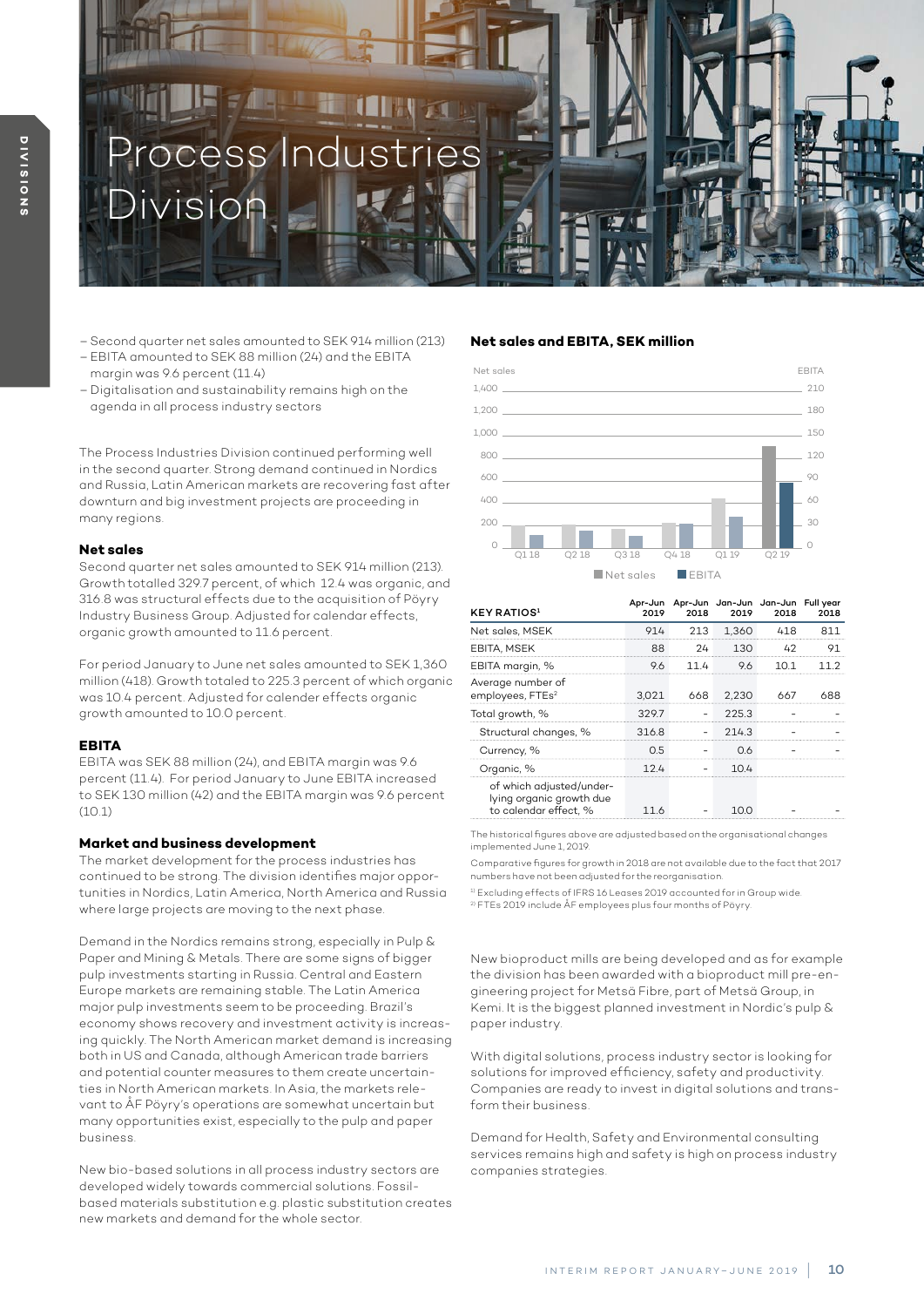# Process Industries Division

- Second quarter net sales amounted to SEK 914 million (213)
- EBITA amounted to SEK 88 million (24) and the EBITA margin was 9.6 percent (11.4)
- Digitalisation and sustainability remains high on the agenda in all process industry sectors

The Process Industries Division continued performing well in the second quarter. Strong demand continued in Nordics and Russia, Latin American markets are recovering fast after downturn and big investment projects are proceeding in many regions.

### Net sales

Second quarter net sales amounted to SEK 914 million (213). Growth totalled 329.7 percent, of which 12.4 was organic, and 316.8 was structural effects due to the acquisition of Pöyry Industry Business Group. Adjusted for calendar effects, organic growth amounted to 11.6 percent.

For period January to June net sales amounted to SEK 1,360 million (418). Growth totaled to 225.3 percent of which organic was 10.4 percent. Adjusted for calender effects organic growth amounted to 10.0 percent.

### EBITA

EBITA was SEK 88 million (24), and EBITA margin was 9.6 percent (11.4). For period January to June EBITA increased to SEK 130 million (42) and the EBITA margin was 9.6 percent (10.1)

### Market and business development

The market development for the process industries has continued to be strong. The division identifies major opportunities in Nordics, Latin America, North America and Russia where large projects are moving to the next phase.

Demand in the Nordics remains strong, especially in Pulp & Paper and Mining & Metals. There are some signs of bigger pulp investments starting in Russia. Central and Eastern Europe markets are remaining stable. The Latin America major pulp investments seem to be proceeding. Brazil's economy shows recovery and investment activity is increasing quickly. The North American market demand is increasing both in US and Canada, although American trade barriers and potential counter measures to them create uncertainties in North American markets. In Asia, the markets relevant to ÅF Pöyry's operations are somewhat uncertain but many opportunities exist, especially to the pulp and paper business.

New bio-based solutions in all process industry sectors are developed widely towards commercial solutions. Fossil-based materials substitution e.g. plastic substitution creates new markets and demand for the whole sector.

New bioproduct mills are being developed and as for example the division has been awarded with a bioproduct mill pre-engineering project for Metsä Fibre, part of Metsä Group, in Kemi. It is the biggest planned investment in Nordic's pulp & paper industry.

With digital solutions, process industry sector is looking for solutions for improved efficiency, safety and productivity. Companies are ready to invest in digital solutions and transform their business.

Demand for Health, Safety and Environmental consulting services remains high and safety is high on process industry companies strategies.

**Net sales and EBITA, SEK million**

| | Q1 18 | Q2 18 | Q3 18 | Q4 18 | Q1 19 | Q2 19 |
|---|---|---|---|---|---|---|
| Net sales | | | | | | |
| EBITA | | | | | | |

| KEY RATIOS[1] | Apr-Jun 2019 | Apr-Jun 2018 | Jan-Jun 2019 | Jan-Jun 2018 | Full year 2018 |
|---|---|---|---|---|---|
| Net sales, MSEK | 914 | 213 | 1,360 | 418 | 811 |
| EBITA, MSEK | 88 | 24 | 130 | 42 | 91 |
| EBITA margin, % | 9.6 | 11.4 | 9.6 | 10.1 | 11.2 |
| Average number of employees, FTEs[2] | 3,021 | 668 | 2,230 | 667 | 688 |
| Total growth, % | 329.7 | - | 225.3 | - | - |
| Structural changes, % | 316.8 | - | 214.3 | - | - |
| Currency, % | 0.5 | - | 0.6 | - | - |
| Organic, % | 12.4 | - | 10.4 | | |
| of which adjusted/underlying organic growth due to calendar effect, % | 11.6 | - | 10.0 | - | - |

The historical figures above are adjusted based on the organisational changes implemented June 1, 2019.

Comparative figures for growth in 2018 are not available due to the fact that 2017 numbers have not been adjusted for the reorganisation.

[1] Excluding effects of IFRS 16 Leases 2019 accounted for in Group wide.
[2] FTEs 2019 include ÅF employees plus four months of Pöyry.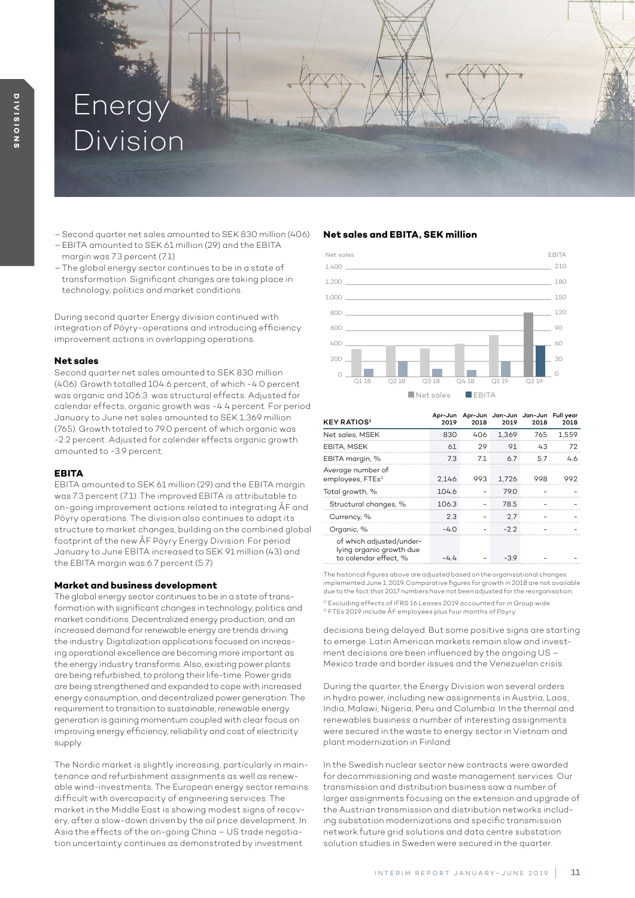# Energy Division

- Second quarter net sales amounted to SEK 830 million (406)
- EBITA amounted to SEK 61 million (29) and the EBITA margin was 7.3 percent (7.1)
- The global energy sector continues to be in a state of transformation. Significant changes are taking place in technology, politics and market conditions.

During second quarter Energy division continued with integration of Pöyry-operations and introducing efficiency improvement actions in overlapping operations.

### Net sales

Second quarter net sales amounted to SEK 830 million (406). Growth totalled 104.6 percent, of which -4.0 percent was organic and 106.3 was structural effects. Adjusted for calendar effects, organic growth was -4.4 percent. For period January to June net sales amounted to SEK 1,369 million (765). Growth totaled to 79.0 percent of which organic was -2.2 percent. Adjusted for calender effects organic growth amounted to -3.9 percent.

### EBITA

EBITA amounted to SEK 61 million (29) and the EBITA margin was 7.3 percent (7.1). The improved EBITA is attributable to on-going improvement actions related to integrating ÅF and Pöyry operations. The division also continues to adapt its structure to market changes, building on the combined global footprint of the new ÅF Pöyry Energy Division. For period January to June EBITA increased to SEK 91 million (43) and the EBITA margin was 6.7 percent (5.7)

### Market and business development

The global energy sector continues to be in a state of transformation with significant changes in technology, politics and market conditions. Decentralized energy production, and an increased demand for renewable energy are trends driving the industry. Digitalization applications focused on increasing operational excellence are becoming more important as the energy industry transforms. Also, existing power plants are being refurbished, to prolong their life-time. Power grids are being strengthened and expanded to cope with increased energy consumption, and decentralized power generation. The requirement to transition to sustainable, renewable energy generation is gaining momentum coupled with clear focus on improving energy efficiency, reliability and cost of electricity supply.

The Nordic market is slightly increasing, particularly in maintenance and refurbishment assignments as well as renewable wind-investments. The European energy sector remains difficult with overcapacity of engineering services. The market in the Middle East is showing modest signs of recovery, after a slow-down driven by the oil price development. In Asia the effects of the on-going China – US trade negotiation uncertainty continues as demonstrated by investment decisions being delayed. But some positive signs are starting to emerge. Latin American markets remain slow and investment decisions are been influenced by the ongoing US – Mexico trade and border issues and the Venezuelan crisis.

During the quarter, the Energy Division won several orders in hydro power, including new assignments in Austria, Laos, India, Malawi, Nigeria, Peru and Columbia. In the thermal and renewables business a number of interesting assignments were secured in the waste to energy sector in Vietnam and plant modernization in Finland.

In the Swedish nuclear sector new contracts were awarded for decommissioning and waste management services. Our transmission and distribution business saw a number of larger assignments focusing on the extension and upgrade of the Austrian transmission and distribution networks including substation modernizations and specific transmission network future grid solutions and data centre substation solution studies in Sweden were secured in the quarter.

### Net sales and EBITA, SEK million

| | Q1 18 | Q2 18 | Q3 18 | Q4 18 | Q1 19 | Q2 19 |
|---|---|---|---|---|---|---|
| Net sales | | | | | | |
| EBITA | | | | | | |

| KEY RATIOS[1] | Apr-Jun 2019 | Apr-Jun 2018 | Jan-Jun 2019 | Jan-Jun 2018 | Full year 2018 |
|---|---|---|---|---|---|
| Net sales, MSEK | 830 | 406 | 1,369 | 765 | 1,559 |
| EBITA, MSEK | 61 | 29 | 91 | 43 | 72 |
| EBITA margin, % | 7.3 | 7.1 | 6.7 | 5.7 | 4.6 |
| Average number of employees, FTEs[2] | 2,146 | 993 | 1,726 | 998 | 992 |
| Total growth, % | 104.6 | - | 79.0 | - | - |
| Structural changes, % | 106.3 | - | 78.5 | - | - |
| Currency, % | 2.3 | - | 2.7 | - | - |
| Organic, % | -4.0 | - | -2.2 | - | - |
| of which adjusted/underlying organic growth due to calendar effect, % | -4.4 | - | -3.9 | - | - |

The historical figures above are adjusted based on the organisational changes implemented June 1, 2019. Comparative figures for growth in 2018 are not available due to the fact that 2017 numbers have not been adjusted for the reorganisation.

[1] Excluding effects of IFRS 16 Leases 2019 accounted for in Group wide.
[2] FTEs 2019 include ÅF employees plus four months of Pöyry.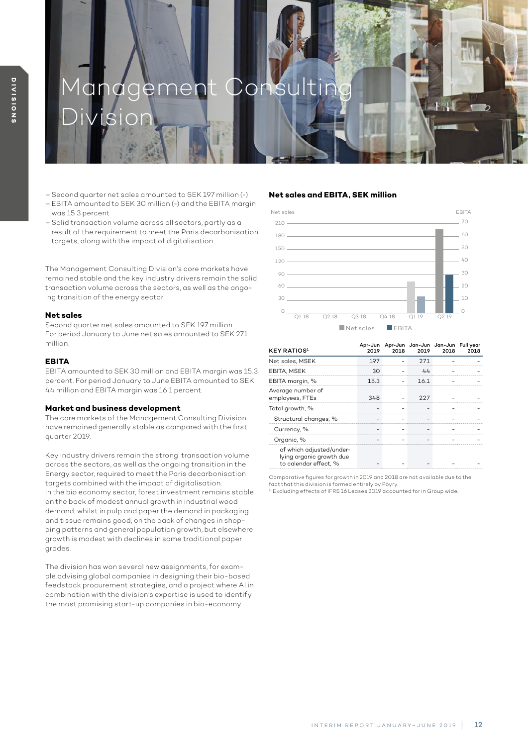# Management Consulting Division

- Second quarter net sales amounted to SEK 197 million (-)
- EBITA amounted to SEK 30 million (-) and the EBITA margin was 15.3 percent
- Solid transaction volume across all sectors, partly as a result of the requirement to meet the Paris decarbonisation targets, along with the impact of digitalisation

The Management Consulting Division's core markets have remained stable and the key industry drivers remain the solid transaction volume across the sectors, as well as the ongoing transition of the energy sector.

### Net sales

Second quarter net sales amounted to SEK 197 million. For period January to June net sales amounted to SEK 271 million.

### EBITA

EBITA amounted to SEK 30 million and EBITA margin was 15.3 percent. For period January to June EBITA amounted to SEK 44 million and EBITA margin was 16.1 percent.

### Market and business development

The core markets of the Management Consulting Division have remained generally stable as compared with the first quarter 2019.

Key industry drivers remain the strong transaction volume across the sectors, as well as the ongoing transition in the Energy sector, required to meet the Paris decarbonisation targets combined with the impact of digitalisation. In the bio economy sector, forest investment remains stable on the back of modest annual growth in industrial wood demand, whilst in pulp and paper the demand in packaging and tissue remains good, on the back of changes in shopping patterns and general population growth, but elsewhere growth is modest with declines in some traditional paper grades.

The division has won several new assignments, for example advising global companies in designing their bio-based feedstock procurement strategies, and a project where AI in combination with the division's expertise is used to identify the most promising start-up companies in bio-economy.

**Net sales and EBITA, SEK million**

| KEY RATIOS[1] | Apr-Jun 2019 | Apr-Jun 2018 | Jan-Jun 2019 | Jan-Jun 2018 | Full year 2018 |
|---|---|---|---|---|---|
| Net sales, MSEK | 197 | - | 271 | - | - |
| EBITA, MSEK | 30 | - | 44 | - | - |
| EBITA margin, % | 15.3 | - | 16.1 | - | - |
| Average number of employees, FTEs | 348 | - | 227 | - | - |
| Total growth, % | - | - | - | - | - |
| Structural changes, % | - | - | - | - | - |
| Currency, % | - | - | - | - | - |
| Organic, % | - | - | - | - | - |
| of which adjusted/underlying organic growth due to calendar effect, % | - | - | - | - | - |

Comparative figures for growth in 2019 and 2018 are not available due to the fact that this division is formed entirely by Pöyry.

[1] Excluding effects of IFRS 16 Leases 2019 accounted for in Group wide.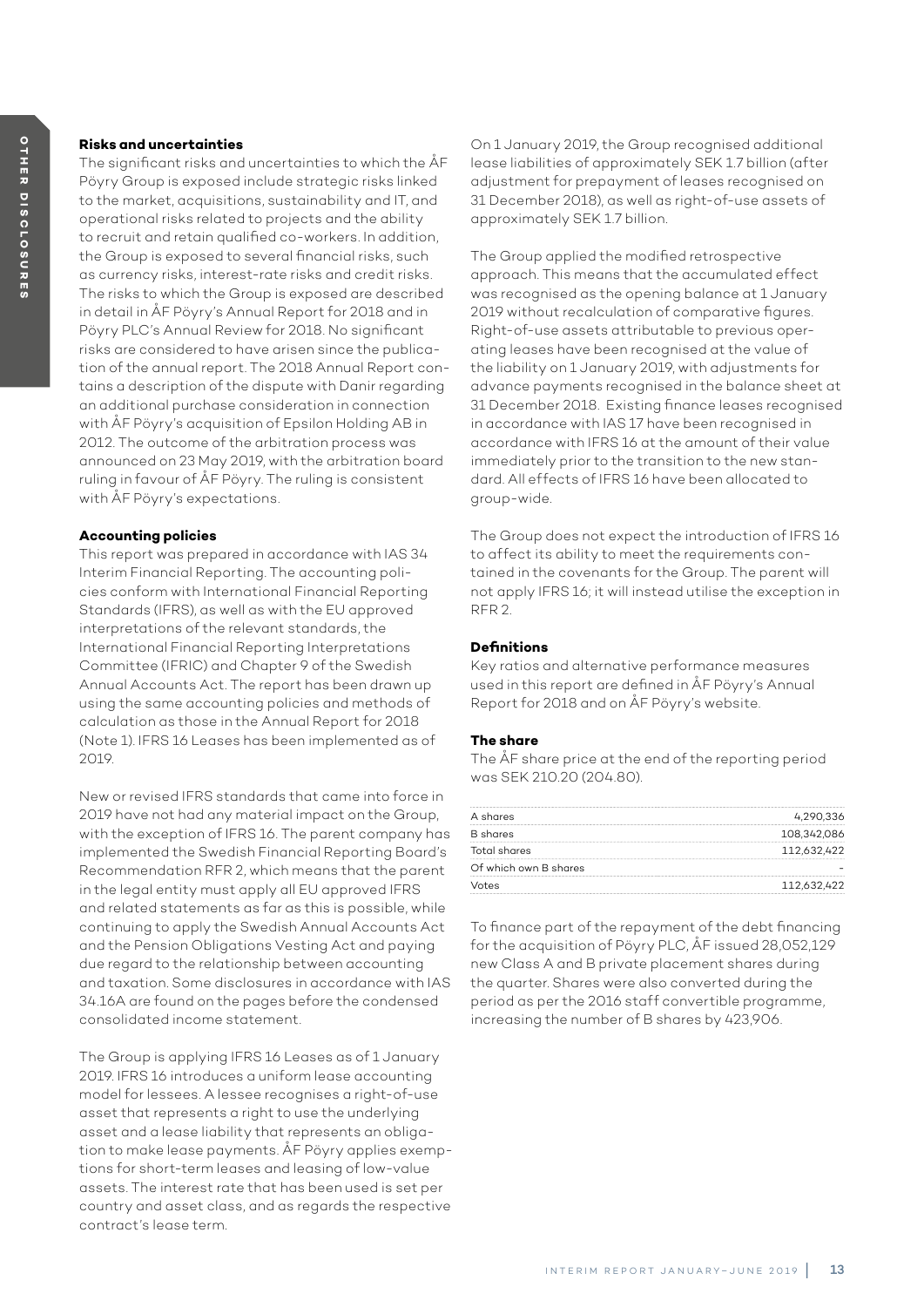### Risks and uncertainties

The significant risks and uncertainties to which the ÅF Pöyry Group is exposed include strategic risks linked to the market, acquisitions, sustainability and IT, and operational risks related to projects and the ability to recruit and retain qualified co-workers. In addition, the Group is exposed to several financial risks, such as currency risks, interest-rate risks and credit risks. The risks to which the Group is exposed are described in detail in ÅF Pöyry's Annual Report for 2018 and in Pöyry PLC's Annual Review for 2018. No significant risks are considered to have arisen since the publication of the annual report. The 2018 Annual Report contains a description of the dispute with Danir regarding an additional purchase consideration in connection with ÅF Pöyry's acquisition of Epsilon Holding AB in 2012. The outcome of the arbitration process was announced on 23 May 2019, with the arbitration board ruling in favour of ÅF Pöyry. The ruling is consistent with ÅF Pöyry's expectations.

### Accounting policies

This report was prepared in accordance with IAS 34 Interim Financial Reporting. The accounting policies conform with International Financial Reporting Standards (IFRS), as well as with the EU approved interpretations of the relevant standards, the International Financial Reporting Interpretations Committee (IFRIC) and Chapter 9 of the Swedish Annual Accounts Act. The report has been drawn up using the same accounting policies and methods of calculation as those in the Annual Report for 2018 (Note 1). IFRS 16 Leases has been implemented as of 2019.

New or revised IFRS standards that came into force in 2019 have not had any material impact on the Group, with the exception of IFRS 16. The parent company has implemented the Swedish Financial Reporting Board's Recommendation RFR 2, which means that the parent in the legal entity must apply all EU approved IFRS and related statements as far as this is possible, while continuing to apply the Swedish Annual Accounts Act and the Pension Obligations Vesting Act and paying due regard to the relationship between accounting and taxation. Some disclosures in accordance with IAS 34.16A are found on the pages before the condensed consolidated income statement.

The Group is applying IFRS 16 Leases as of 1 January 2019. IFRS 16 introduces a uniform lease accounting model for lessees. A lessee recognises a right-of-use asset that represents a right to use the underlying asset and a lease liability that represents an obligation to make lease payments. ÅF Pöyry applies exemptions for short-term leases and leasing of low-value assets. The interest rate that has been used is set per country and asset class, and as regards the respective contract's lease term.

On 1 January 2019, the Group recognised additional lease liabilities of approximately SEK 1.7 billion (after adjustment for prepayment of leases recognised on 31 December 2018), as well as right-of-use assets of approximately SEK 1.7 billion.

The Group applied the modified retrospective approach. This means that the accumulated effect was recognised as the opening balance at 1 January 2019 without recalculation of comparative figures. Right-of-use assets attributable to previous operating leases have been recognised at the value of the liability on 1 January 2019, with adjustments for advance payments recognised in the balance sheet at 31 December 2018. Existing finance leases recognised in accordance with IAS 17 have been recognised in accordance with IFRS 16 at the amount of their value immediately prior to the transition to the new standard. All effects of IFRS 16 have been allocated to group-wide.

The Group does not expect the introduction of IFRS 16 to affect its ability to meet the requirements contained in the covenants for the Group. The parent will not apply IFRS 16; it will instead utilise the exception in RFR 2.

### Definitions

Key ratios and alternative performance measures used in this report are defined in ÅF Pöyry's Annual Report for 2018 and on ÅF Pöyry's website.

### The share

The ÅF share price at the end of the reporting period was SEK 210.20 (204.80).

| | |
|---|---|
| A shares | 4,290,336 |
| B shares | 108,342,086 |
| Total shares | 112,632,422 |
| Of which own B shares | - |
| Votes | 112,632,422 |

To finance part of the repayment of the debt financing for the acquisition of Pöyry PLC, ÅF issued 28,052,129 new Class A and B private placement shares during the quarter. Shares were also converted during the period as per the 2016 staff convertible programme, increasing the number of B shares by 423,906.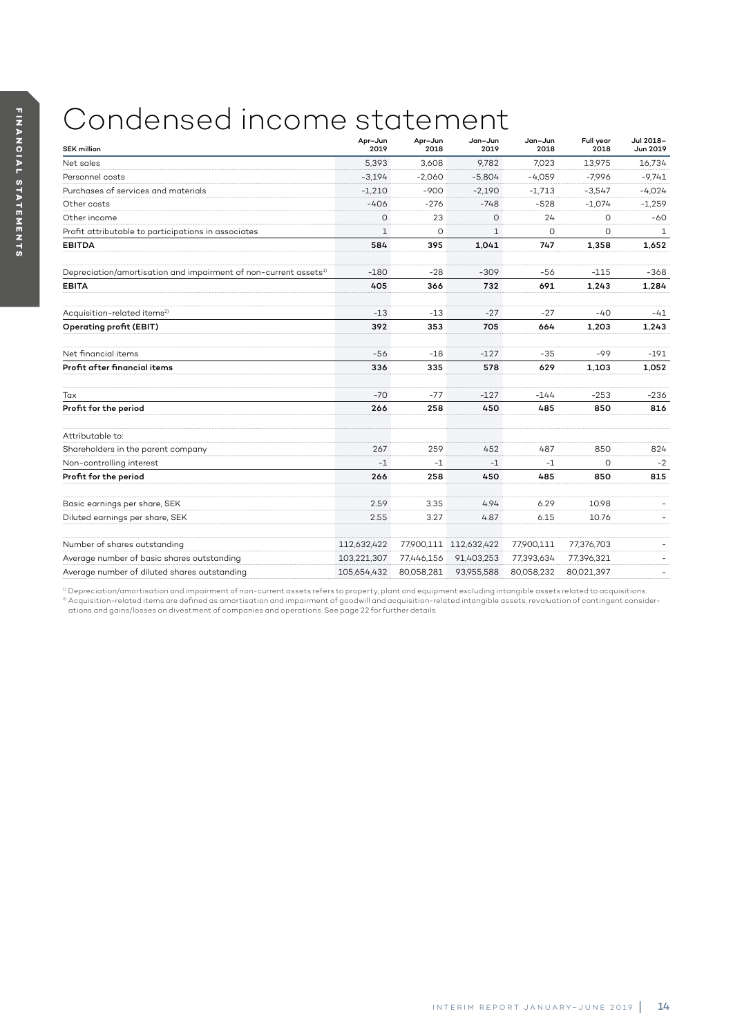# Condensed income statement

| SEK million | Apr–Jun 2019 | Apr–Jun 2018 | Jan–Jun 2019 | Jan–Jun 2018 | Full year 2018 | Jul 2018–Jun 2019 |
|---|---|---|---|---|---|---|
| Net sales | 5,393 | 3,608 | 9,782 | 7,023 | 13,975 | 16,734 |
| Personnel costs | -3,194 | -2,060 | -5,804 | -4,059 | -7,996 | -9,741 |
| Purchases of services and materials | -1,210 | -900 | -2,190 | -1,713 | -3,547 | -4,024 |
| Other costs | -406 | -276 | -748 | -528 | -1,074 | -1,259 |
| Other income | 0 | 23 | 0 | 24 | 0 | -60 |
| Profit attributable to participations in associates | 1 | 0 | 1 | 0 | 0 | 1 |
| **EBITDA** | **584** | **395** | **1,041** | **747** | **1,358** | **1,652** |
| Depreciation/amortisation and impairment of non-current assets[1] | -180 | -28 | -309 | -56 | -115 | -368 |
| **EBITA** | **405** | **366** | **732** | **691** | **1,243** | **1,284** |
| Acquisition-related items[2] | -13 | -13 | -27 | -27 | -40 | -41 |
| **Operating profit (EBIT)** | **392** | **353** | **705** | **664** | **1,203** | **1,243** |
| Net financial items | -56 | -18 | -127 | -35 | -99 | -191 |
| **Profit after financial items** | **336** | **335** | **578** | **629** | **1,103** | **1,052** |
| Tax | -70 | -77 | -127 | -144 | -253 | -236 |
| **Profit for the period** | **266** | **258** | **450** | **485** | **850** | **816** |
| Attributable to: | | | | | | |
| Shareholders in the parent company | 267 | 259 | 452 | 487 | 850 | 824 |
| Non-controlling interest | -1 | -1 | -1 | -1 | 0 | -2 |
| **Profit for the period** | **266** | **258** | **450** | **485** | **850** | **815** |
| Basic earnings per share, SEK | 2.59 | 3.35 | 4.94 | 6.29 | 10.98 | - |
| Diluted earnings per share, SEK | 2.55 | 3.27 | 4.87 | 6.15 | 10.76 | - |
| Number of shares outstanding | 112,632,422 | 77,900,111 | 112,632,422 | 77,900,111 | 77,376,703 | - |
| Average number of basic shares outstanding | 103,221,307 | 77,446,156 | 91,403,253 | 77,393,634 | 77,396,321 | - |
| Average number of diluted shares outstanding | 105,654,432 | 80,058,281 | 93,955,588 | 80,058,232 | 80,021,397 | - |

[1] Depreciation/amortisation and impairment of non-current assets refers to property, plant and equipment excluding intangible assets related to acquisitions.
[2] Acquisition-related items are defined as amortisation and impairment of goodwill and acquisition-related intangible assets, revaluation of contingent considerations and gains/losses on divestment of companies and operations. See page 22 for further details.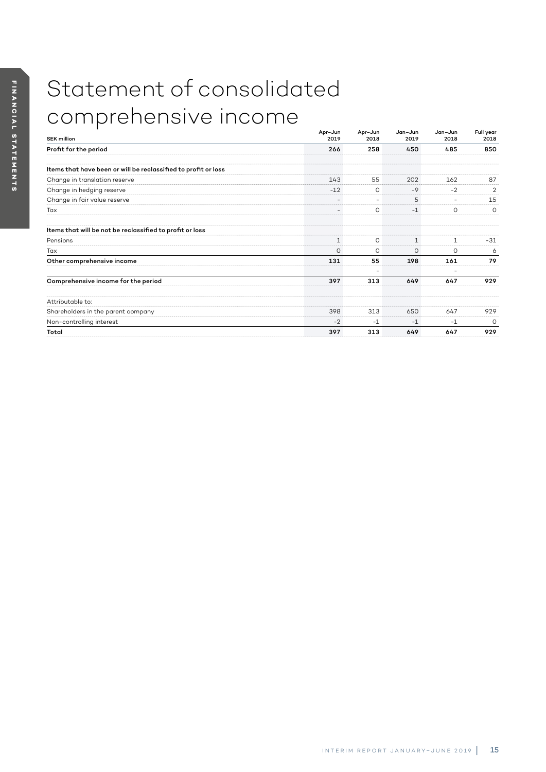# Statement of consolidated comprehensive income

| SEK million | Apr–Jun 2019 | Apr–Jun 2018 | Jan–Jun 2019 | Jan–Jun 2018 | Full year 2018 |
|---|---|---|---|---|---|
| **Profit for the period** | **266** | **258** | **450** | **485** | **850** |
| | | | | | |
| **Items that have been or will be reclassified to profit or loss** | | | | | |
| Change in translation reserve | 143 | 55 | 202 | 162 | 87 |
| Change in hedging reserve | -12 | 0 | -9 | -2 | 2 |
| Change in fair value reserve | - | - | 5 | - | 15 |
| Tax | - | 0 | -1 | 0 | 0 |
| | | | | | |
| **Items that will be not be reclassified to profit or loss** | | | | | |
| Pensions | 1 | 0 | 1 | 1 | -31 |
| Tax | 0 | 0 | 0 | 0 | 6 |
| **Other comprehensive income** | **131** | **55** | **198** | **161** | **79** |
| | | - | | - | |
| **Comprehensive income for the period** | **397** | **313** | **649** | **647** | **929** |
| | | | | | |
| Attributable to: | | | | | |
| Shareholders in the parent company | 398 | 313 | 650 | 647 | 929 |
| Non-controlling interest | -2 | -1 | -1 | -1 | 0 |
| **Total** | **397** | **313** | **649** | **647** | **929** |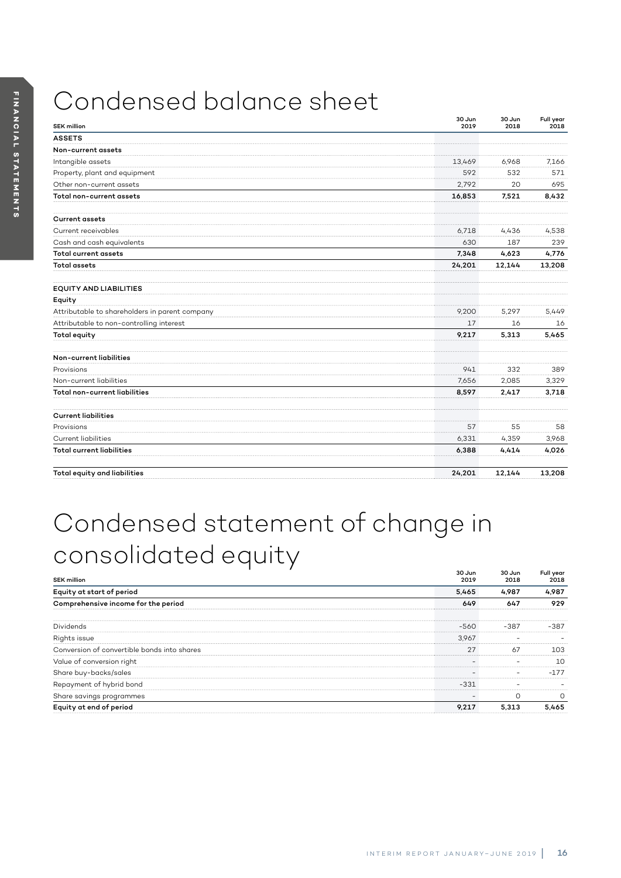# Condensed balance sheet

| SEK million | 30 Jun 2019 | 30 Jun 2018 | Full year 2018 |
|---|---|---|---|
| **ASSETS** | | | |
| **Non-current assets** | | | |
| Intangible assets | 13,469 | 6,968 | 7,166 |
| Property, plant and equipment | 592 | 532 | 571 |
| Other non-current assets | 2,792 | 20 | 695 |
| **Total non-current assets** | **16,853** | **7,521** | **8,432** |
| | | | |
| **Current assets** | | | |
| Current receivables | 6,718 | 4,436 | 4,538 |
| Cash and cash equivalents | 630 | 187 | 239 |
| **Total current assets** | **7,348** | **4,623** | **4,776** |
| **Total assets** | **24,201** | **12,144** | **13,208** |
| | | | |
| **EQUITY AND LIABILITIES** | | | |
| **Equity** | | | |
| Attributable to shareholders in parent company | 9,200 | 5,297 | 5,449 |
| Attributable to non-controlling interest | 17 | 16 | 16 |
| **Total equity** | **9,217** | **5,313** | **5,465** |
| | | | |
| **Non-current liabilities** | | | |
| Provisions | 941 | 332 | 389 |
| Non-current liabilities | 7,656 | 2,085 | 3,329 |
| **Total non-current liabilities** | **8,597** | **2,417** | **3,718** |
| | | | |
| **Current liabilities** | | | |
| Provisions | 57 | 55 | 58 |
| Current liabilities | 6,331 | 4,359 | 3,968 |
| **Total current liabilities** | **6,388** | **4,414** | **4,026** |
| | | | |
| **Total equity and liabilities** | **24,201** | **12,144** | **13,208** |

# Condensed statement of change in consolidated equity

| SEK million | 30 Jun 2019 | 30 Jun 2018 | Full year 2018 |
|---|---|---|---|
| **Equity at start of period** | **5,465** | **4,987** | **4,987** |
| **Comprehensive income for the period** | **649** | **647** | **929** |
| | | | |
| Dividends | -560 | -387 | -387 |
| Rights issue | 3,967 | - | - |
| Conversion of convertible bonds into shares | 27 | 67 | 103 |
| Value of conversion right | - | - | 10 |
| Share buy-backs/sales | - | - | -177 |
| Repayment of hybrid bond | -331 | - | - |
| Share savings programmes | - | 0 | 0 |
| **Equity at end of period** | **9,217** | **5,313** | **5,465** |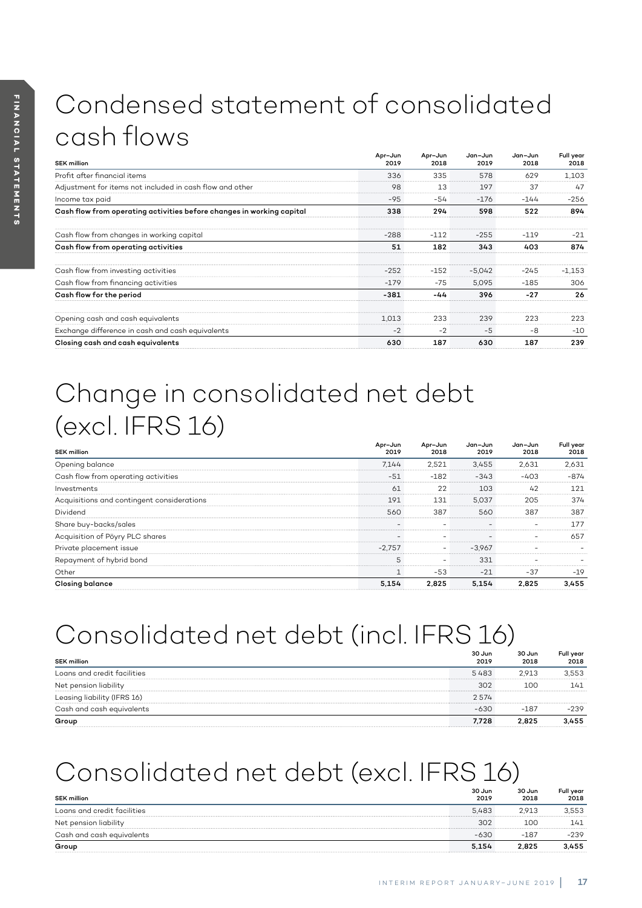# Condensed statement of consolidated cash flows

| SEK million | Apr–Jun 2019 | Apr–Jun 2018 | Jan–Jun 2019 | Jan–Jun 2018 | Full year 2018 |
|---|---|---|---|---|---|
| Profit after financial items | 336 | 335 | 578 | 629 | 1,103 |
| Adjustment for items not included in cash flow and other | 98 | 13 | 197 | 37 | 47 |
| Income tax paid | -95 | -54 | -176 | -144 | -256 |
| **Cash flow from operating activities before changes in working capital** | **338** | **294** | **598** | **522** | **894** |
| Cash flow from changes in working capital | -288 | -112 | -255 | -119 | -21 |
| **Cash flow from operating activities** | **51** | **182** | **343** | **403** | **874** |
| Cash flow from investing activities | -252 | -152 | -5,042 | -245 | -1,153 |
| Cash flow from financing activities | -179 | -75 | 5,095 | -185 | 306 |
| **Cash flow for the period** | **-381** | **-44** | **396** | **-27** | **26** |
| Opening cash and cash equivalents | 1,013 | 233 | 239 | 223 | 223 |
| Exchange difference in cash and cash equivalents | -2 | -2 | -5 | -8 | -10 |
| **Closing cash and cash equivalents** | **630** | **187** | **630** | **187** | **239** |

# Change in consolidated net debt (excl. IFRS 16)

| SEK million | Apr–Jun 2019 | Apr–Jun 2018 | Jan–Jun 2019 | Jan–Jun 2018 | Full year 2018 |
|---|---|---|---|---|---|
| Opening balance | 7,144 | 2,521 | 3,455 | 2,631 | 2,631 |
| Cash flow from operating activities | -51 | -182 | -343 | -403 | -874 |
| Investments | 61 | 22 | 103 | 42 | 121 |
| Acquisitions and contingent considerations | 191 | 131 | 5,037 | 205 | 374 |
| Dividend | 560 | 387 | 560 | 387 | 387 |
| Share buy-backs/sales | - | - | - | - | 177 |
| Acquisition of Pöyry PLC shares | - | - | - | - | 657 |
| Private placement issue | -2,757 | - | -3,967 | - | - |
| Repayment of hybrid bond | 5 | - | 331 | - | - |
| Other | 1 | -53 | -21 | -37 | -19 |
| **Closing balance** | **5,154** | **2,825** | **5,154** | **2,825** | **3,455** |

# Consolidated net debt (incl. IFRS 16)

| SEK million | 30 Jun 2019 | 30 Jun 2018 | Full year 2018 |
|---|---|---|---|
| Loans and credit facilities | 5 483 | 2,913 | 3,553 |
| Net pension liability | 302 | 100 | 141 |
| Leasing liability (IFRS 16) | 2 574 | | |
| Cash and cash equivalents | -630 | -187 | -239 |
| **Group** | **7,728** | **2,825** | **3,455** |

# Consolidated net debt (excl. IFRS 16)

| SEK million | 30 Jun 2019 | 30 Jun 2018 | Full year 2018 |
|---|---|---|---|
| Loans and credit facilities | 5,483 | 2,913 | 3,553 |
| Net pension liability | 302 | 100 | 141 |
| Cash and cash equivalents | -630 | -187 | -239 |
| **Group** | **5,154** | **2,825** | **3,455** |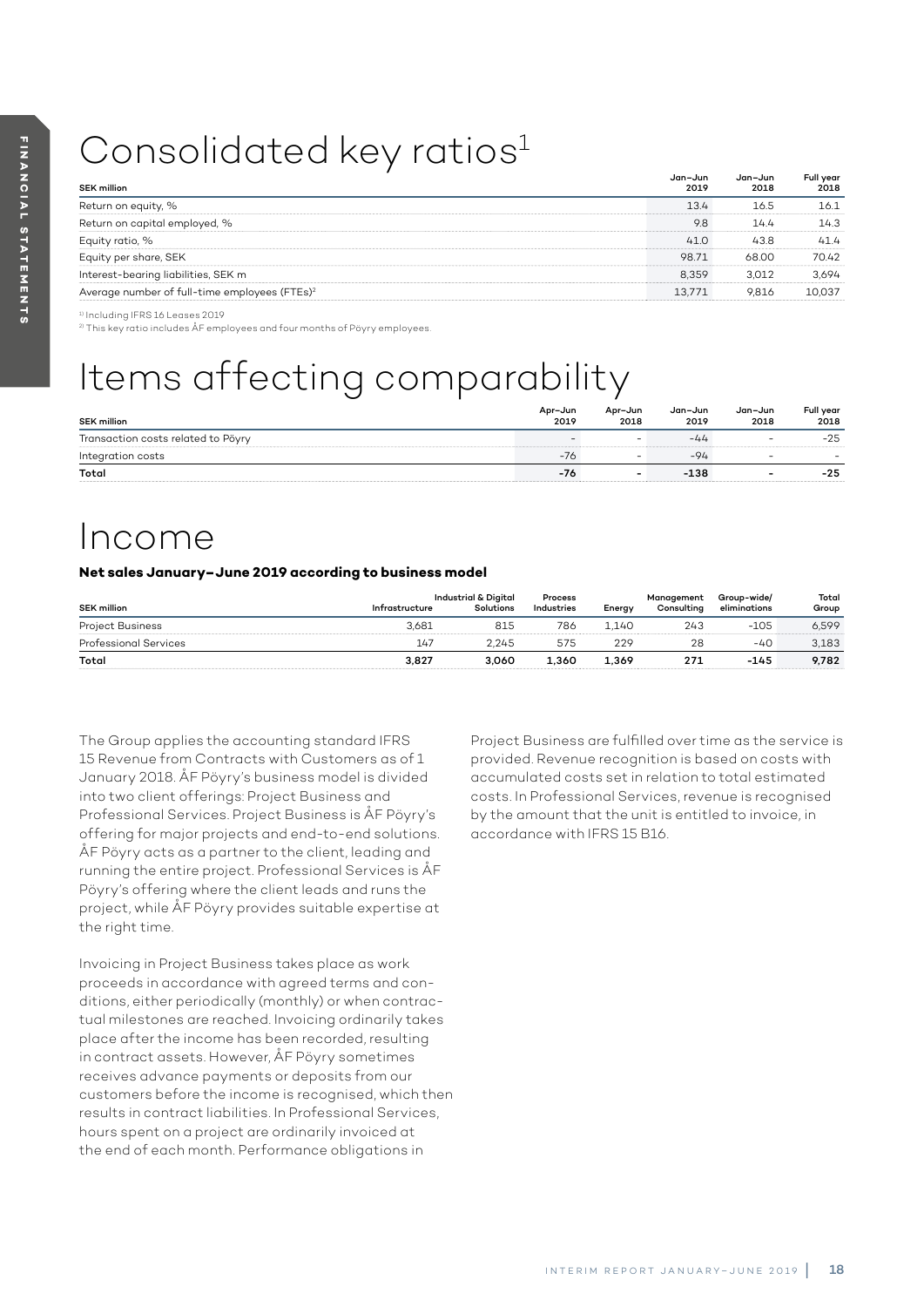# Consolidated key ratios[1]

| SEK million | Jan–Jun 2019 | Jan–Jun 2018 | Full year 2018 |
|---|---|---|---|
| Return on equity, % | 13.4 | 16.5 | 16.1 |
| Return on capital employed, % | 9.8 | 14.4 | 14.3 |
| Equity ratio, % | 41.0 | 43.8 | 41.4 |
| Equity per share, SEK | 98.71 | 68.00 | 70.42 |
| Interest-bearing liabilities, SEK m | 8,359 | 3,012 | 3,694 |
| Average number of full-time employees (FTEs)[2] | 13,771 | 9,816 | 10,037 |

[1] Including IFRS 16 Leases 2019

[2] This key ratio includes ÅF employees and four months of Pöyry employees.

# Items affecting comparability

| SEK million | Apr–Jun 2019 | Apr–Jun 2018 | Jan–Jun 2019 | Jan–Jun 2018 | Full year 2018 |
|---|---|---|---|---|---|
| Transaction costs related to Pöyry | – | – | -44 | – | -25 |
| Integration costs | -76 | – | -94 | – | – |
| **Total** | **-76** | **-** | **-138** | **-** | **-25** |

# Income

**Net sales January–June 2019 according to business model**

| SEK million | Infrastructure | Industrial & Digital Solutions | Process Industries | Energy | Management Consulting | Group-wide/ eliminations | Total Group |
|---|---|---|---|---|---|---|---|
| Project Business | 3,681 | 815 | 786 | 1,140 | 243 | -105 | 6,599 |
| Professional Services | 147 | 2,245 | 575 | 229 | 28 | -40 | 3,183 |
| **Total** | **3,827** | **3,060** | **1,360** | **1,369** | **271** | **-145** | **9,782** |

The Group applies the accounting standard IFRS 15 Revenue from Contracts with Customers as of 1 January 2018. ÅF Pöyry's business model is divided into two client offerings: Project Business and Professional Services. Project Business is ÅF Pöyry's offering for major projects and end-to-end solutions. ÅF Pöyry acts as a partner to the client, leading and running the entire project. Professional Services is ÅF Pöyry's offering where the client leads and runs the project, while ÅF Pöyry provides suitable expertise at the right time.

Invoicing in Project Business takes place as work proceeds in accordance with agreed terms and conditions, either periodically (monthly) or when contractual milestones are reached. Invoicing ordinarily takes place after the income has been recorded, resulting in contract assets. However, ÅF Pöyry sometimes receives advance payments or deposits from our customers before the income is recognised, which then results in contract liabilities. In Professional Services, hours spent on a project are ordinarily invoiced at the end of each month. Performance obligations in Project Business are fulfilled over time as the service is provided. Revenue recognition is based on costs with accumulated costs set in relation to total estimated costs. In Professional Services, revenue is recognised by the amount that the unit is entitled to invoice, in accordance with IFRS 15 B16.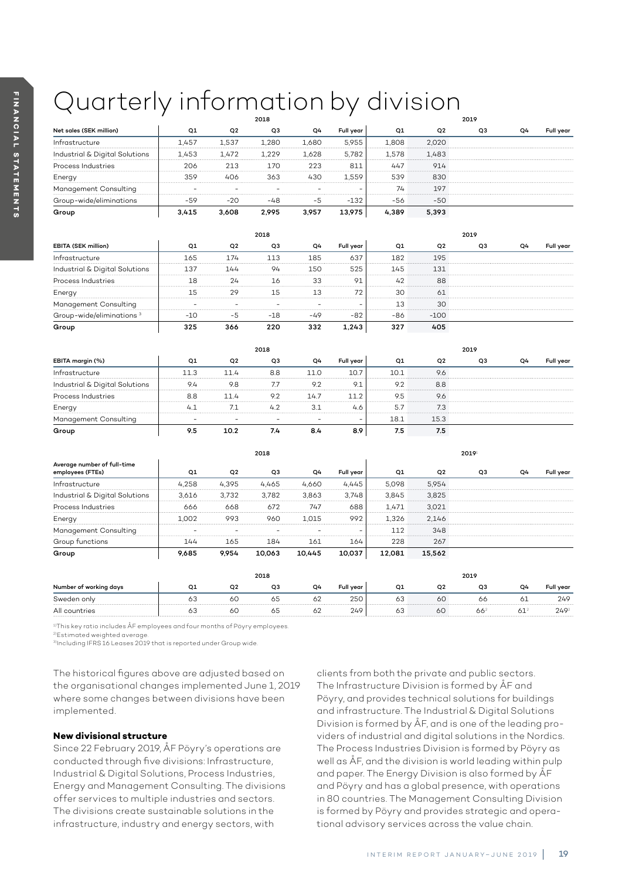# Quarterly information by division

| Net sales (SEK million) | 2018 Q1 | Q2 | Q3 | Q4 | Full year | 2019 Q1 | Q2 | Q3 | Q4 | Full year |
|---|---|---|---|---|---|---|---|---|---|---|
| Infrastructure | 1,457 | 1,537 | 1,280 | 1,680 | 5,955 | 1,808 | 2,020 | | | |
| Industrial & Digital Solutions | 1,453 | 1,472 | 1,229 | 1,628 | 5,782 | 1,578 | 1,483 | | | |
| Process Industries | 206 | 213 | 170 | 223 | 811 | 447 | 914 | | | |
| Energy | 359 | 406 | 363 | 430 | 1,559 | 539 | 830 | | | |
| Management Consulting | - | - | - | - | - | 74 | 197 | | | |
| Group-wide/eliminations | -59 | -20 | -48 | -5 | -132 | -56 | -50 | | | |
| **Group** | **3,415** | **3,608** | **2,995** | **3,957** | **13,975** | **4,389** | **5,393** | | | |

| EBITA (SEK million) | 2018 Q1 | Q2 | Q3 | Q4 | Full year | 2019 Q1 | Q2 | Q3 | Q4 | Full year |
|---|---|---|---|---|---|---|---|---|---|---|
| Infrastructure | 165 | 174 | 113 | 185 | 637 | 182 | 195 | | | |
| Industrial & Digital Solutions | 137 | 144 | 94 | 150 | 525 | 145 | 131 | | | |
| Process Industries | 18 | 24 | 16 | 33 | 91 | 42 | 88 | | | |
| Energy | 15 | 29 | 15 | 13 | 72 | 30 | 61 | | | |
| Management Consulting | - | - | - | - | - | 13 | 30 | | | |
| Group-wide/eliminations [3] | -10 | -5 | -18 | -49 | -82 | -86 | -100 | | | |
| **Group** | **325** | **366** | **220** | **332** | **1,243** | **327** | **405** | | | |

| EBITA margin (%) | 2018 Q1 | Q2 | Q3 | Q4 | Full year | 2019 Q1 | Q2 | Q3 | Q4 | Full year |
|---|---|---|---|---|---|---|---|---|---|---|
| Infrastructure | 11.3 | 11.4 | 8.8 | 11.0 | 10.7 | 10.1 | 9.6 | | | |
| Industrial & Digital Solutions | 9.4 | 9.8 | 7.7 | 9.2 | 9.1 | 9.2 | 8.8 | | | |
| Process Industries | 8.8 | 11.4 | 9.2 | 14.7 | 11.2 | 9.5 | 9.6 | | | |
| Energy | 4.1 | 7.1 | 4.2 | 3.1 | 4.6 | 5.7 | 7.3 | | | |
| Management Consulting | - | - | - | - | - | 18.1 | 15.3 | | | |
| **Group** | **9.5** | **10.2** | **7.4** | **8.4** | **8.9** | **7.5** | **7.5** | | | |

| Average number of full-time employees (FTEs) | 2018 Q1 | Q2 | Q3 | Q4 | Full year | 2019[1] Q1 | Q2 | Q3 | Q4 | Full year |
|---|---|---|---|---|---|---|---|---|---|---|
| Infrastructure | 4,258 | 4,395 | 4,465 | 4,660 | 4,445 | 5,098 | 5,954 | | | |
| Industrial & Digital Solutions | 3,616 | 3,732 | 3,782 | 3,863 | 3,748 | 3,845 | 3,825 | | | |
| Process Industries | 666 | 668 | 672 | 747 | 688 | 1,471 | 3,021 | | | |
| Energy | 1,002 | 993 | 960 | 1,015 | 992 | 1,326 | 2,146 | | | |
| Management Consulting | - | - | - | - | - | 112 | 348 | | | |
| Group functions | 144 | 165 | 184 | 161 | 164 | 228 | 267 | | | |
| **Group** | **9,685** | **9,954** | **10,063** | **10,445** | **10,037** | **12,081** | **15,562** | | | |

| Number of working days | 2018 Q1 | Q2 | Q3 | Q4 | Full year | 2019 Q1 | Q2 | Q3 | Q4 | Full year |
|---|---|---|---|---|---|---|---|---|---|---|
| Sweden only | 63 | 60 | 65 | 62 | 250 | 63 | 60 | 66 | 61 | 249 |
| All countries | 63 | 60 | 65 | 62 | 249 | 63 | 60 | 66[2] | 61[2] | 249[2] |

[1] This key ratio includes ÅF employees and four months of Pöyry employees.
[2] Estimated weighted average.
[3] Including IFRS 16 Leases 2019 that is reported under Group wide.

The historical figures above are adjusted based on the organisational changes implemented June 1, 2019 where some changes between divisions have been implemented.

### New divisional structure

Since 22 February 2019, ÅF Pöyry's operations are conducted through five divisions: Infrastructure, Industrial & Digital Solutions, Process Industries, Energy and Management Consulting. The divisions offer services to multiple industries and sectors. The divisions create sustainable solutions in the infrastructure, industry and energy sectors, with clients from both the private and public sectors. The Infrastructure Division is formed by ÅF and Pöyry, and provides technical solutions for buildings and infrastructure. The Industrial & Digital Solutions Division is formed by ÅF, and is one of the leading providers of industrial and digital solutions in the Nordics. The Process Industries Division is formed by Pöyry as well as ÅF, and the division is world leading within pulp and paper. The Energy Division is also formed by ÅF and Pöyry and has a global presence, with operations in 80 countries. The Management Consulting Division is formed by Pöyry and provides strategic and operational advisory services across the value chain.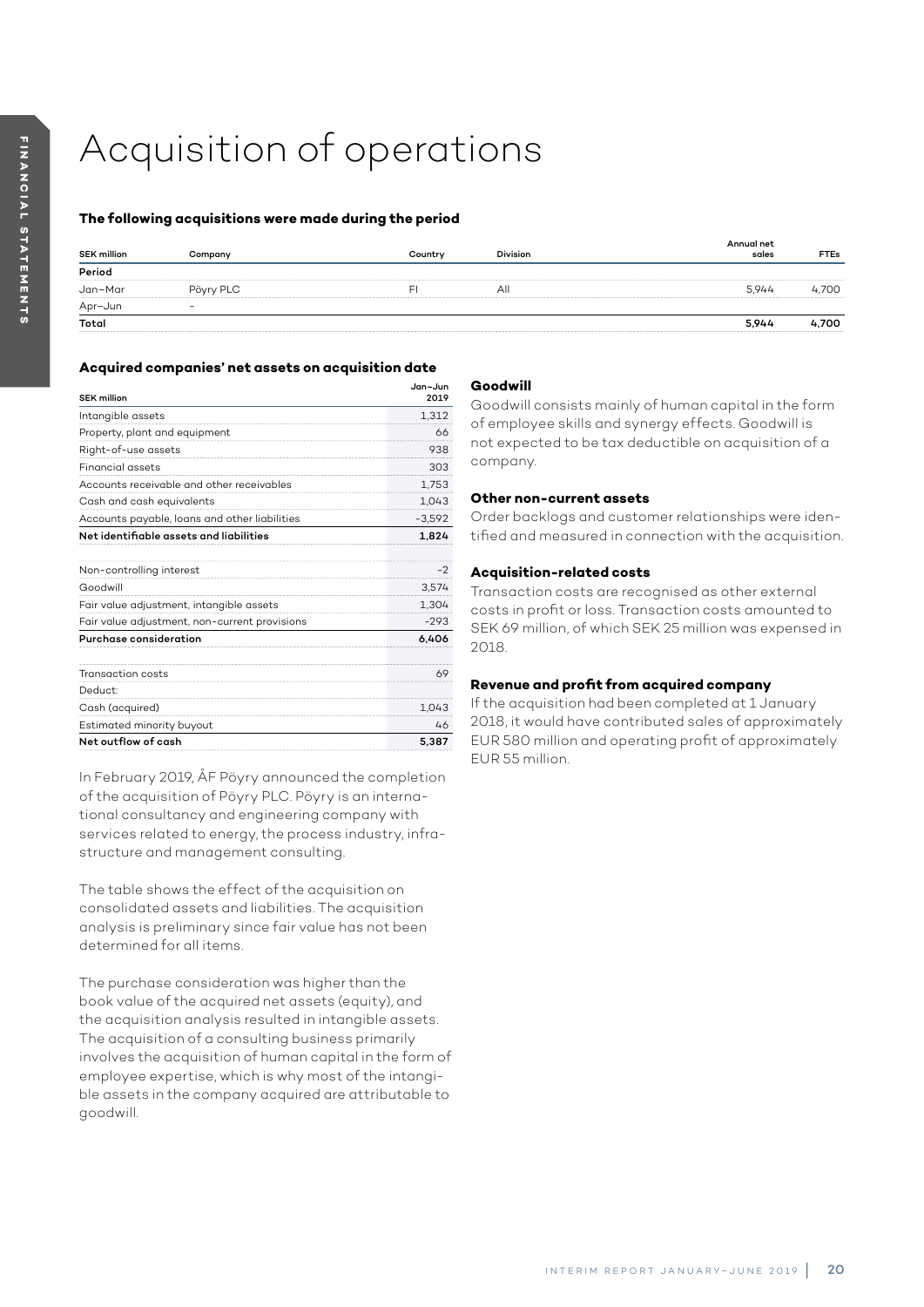# Acquisition of operations

### The following acquisitions were made during the period

| SEK million | Company | Country | Division | Annual net sales | FTEs |
|---|---|---|---|---|---|
| **Period** | | | | | |
| Jan–Mar | Pöyry PLC | FI | All | 5,944 | 4,700 |
| Apr–Jun | – | | | | |
| **Total** | | | | **5,944** | **4,700** |

### Acquired companies' net assets on acquisition date

| SEK million | Jan–Jun 2019 |
|---|---|
| Intangible assets | 1,312 |
| Property, plant and equipment | 66 |
| Right-of-use assets | 938 |
| Financial assets | 303 |
| Accounts receivable and other receivables | 1,753 |
| Cash and cash equivalents | 1,043 |
| Accounts payable, loans and other liabilities | -3,592 |
| **Net identifiable assets and liabilities** | **1,824** |
| | |
| Non-controlling interest | -2 |
| Goodwill | 3,574 |
| Fair value adjustment, intangible assets | 1,304 |
| Fair value adjustment, non-current provisions | -293 |
| **Purchase consideration** | **6,406** |
| | |
| Transaction costs | 69 |
| Deduct: | |
| Cash (acquired) | 1,043 |
| Estimated minority buyout | 46 |
| **Net outflow of cash** | **5,387** |

In February 2019, ÅF Pöyry announced the completion of the acquisition of Pöyry PLC. Pöyry is an international consultancy and engineering company with services related to energy, the process industry, infrastructure and management consulting.

The table shows the effect of the acquisition on consolidated assets and liabilities. The acquisition analysis is preliminary since fair value has not been determined for all items.

The purchase consideration was higher than the book value of the acquired net assets (equity), and the acquisition analysis resulted in intangible assets. The acquisition of a consulting business primarily involves the acquisition of human capital in the form of employee expertise, which is why most of the intangible assets in the company acquired are attributable to goodwill.

**Goodwill**

Goodwill consists mainly of human capital in the form of employee skills and synergy effects. Goodwill is not expected to be tax deductible on acquisition of a company.

**Other non-current assets**

Order backlogs and customer relationships were identified and measured in connection with the acquisition.

**Acquisition-related costs**

Transaction costs are recognised as other external costs in profit or loss. Transaction costs amounted to SEK 69 million, of which SEK 25 million was expensed in 2018.

**Revenue and profit from acquired company**

If the acquisition had been completed at 1 January 2018, it would have contributed sales of approximately EUR 580 million and operating profit of approximately EUR 55 million.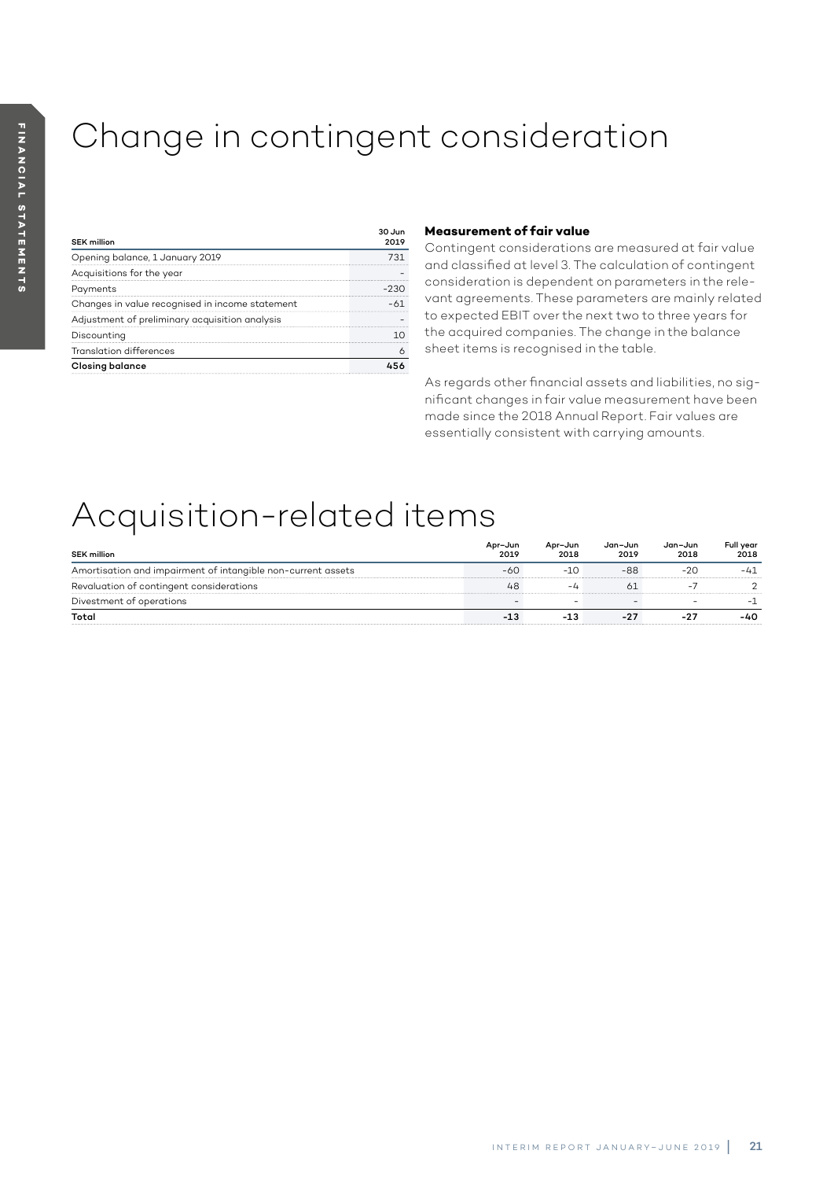# Change in contingent consideration

| SEK million | 30 Jun 2019 |
|---|---|
| Opening balance, 1 January 2019 | 731 |
| Acquisitions for the year | – |
| Payments | -230 |
| Changes in value recognised in income statement | -61 |
| Adjustment of preliminary acquisition analysis | – |
| Discounting | 10 |
| Translation differences | 6 |
| **Closing balance** | **456** |

**Measurement of fair value**

Contingent considerations are measured at fair value and classified at level 3. The calculation of contingent consideration is dependent on parameters in the relevant agreements. These parameters are mainly related to expected EBIT over the next two to three years for the acquired companies. The change in the balance sheet items is recognised in the table.

As regards other financial assets and liabilities, no significant changes in fair value measurement have been made since the 2018 Annual Report. Fair values are essentially consistent with carrying amounts.

# Acquisition-related items

| SEK million | Apr–Jun 2019 | Apr–Jun 2018 | Jan–Jun 2019 | Jan–Jun 2018 | Full year 2018 |
|---|---|---|---|---|---|
| Amortisation and impairment of intangible non-current assets | -60 | -10 | -88 | -20 | -41 |
| Revaluation of contingent considerations | 48 | -4 | 61 | -7 | 2 |
| Divestment of operations | – | – | – | – | -1 |
| **Total** | **-13** | **-13** | **-27** | **-27** | **-40** |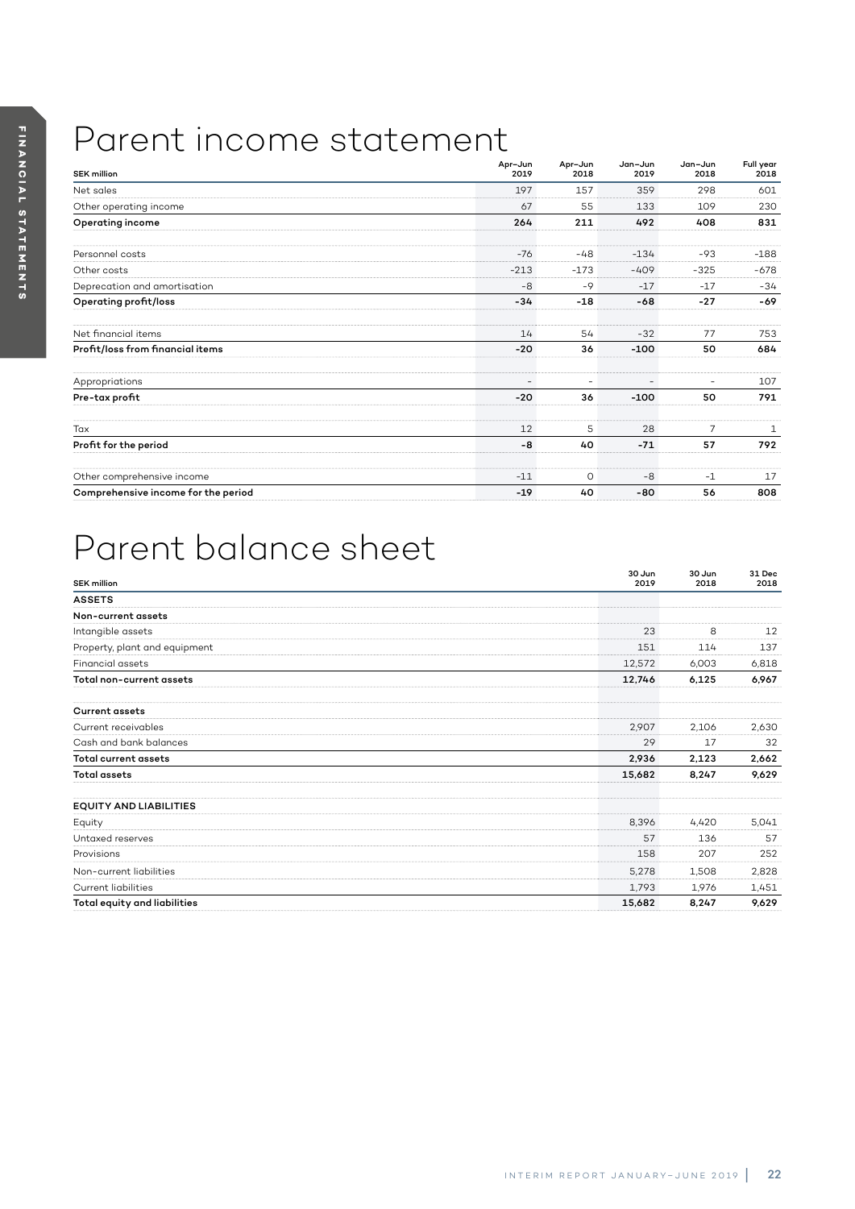# Parent income statement

| SEK million | Apr–Jun 2019 | Apr–Jun 2018 | Jan–Jun 2019 | Jan–Jun 2018 | Full year 2018 |
|---|---|---|---|---|---|
| Net sales | 197 | 157 | 359 | 298 | 601 |
| Other operating income | 67 | 55 | 133 | 109 | 230 |
| **Operating income** | **264** | **211** | **492** | **408** | **831** |
| | | | | | |
| Personnel costs | -76 | -48 | -134 | -93 | -188 |
| Other costs | -213 | -173 | -409 | -325 | -678 |
| Deprecation and amortisation | -8 | -9 | -17 | -17 | -34 |
| **Operating profit/loss** | **-34** | **-18** | **-68** | **-27** | **-69** |
| | | | | | |
| Net financial items | 14 | 54 | -32 | 77 | 753 |
| **Profit/loss from financial items** | **-20** | **36** | **-100** | **50** | **684** |
| | | | | | |
| Appropriations | – | – | – | – | 107 |
| **Pre-tax profit** | **-20** | **36** | **-100** | **50** | **791** |
| | | | | | |
| Tax | 12 | 5 | 28 | 7 | 1 |
| **Profit for the period** | **-8** | **40** | **-71** | **57** | **792** |
| | | | | | |
| Other comprehensive income | -11 | 0 | -8 | -1 | 17 |
| **Comprehensive income for the period** | **-19** | **40** | **-80** | **56** | **808** |

# Parent balance sheet

| SEK million | 30 Jun 2019 | 30 Jun 2018 | 31 Dec 2018 |
|---|---|---|---|
| **ASSETS** | | | |
| **Non-current assets** | | | |
| Intangible assets | 23 | 8 | 12 |
| Property, plant and equipment | 151 | 114 | 137 |
| Financial assets | 12,572 | 6,003 | 6,818 |
| **Total non-current assets** | **12,746** | **6,125** | **6,967** |
| | | | |
| **Current assets** | | | |
| Current receivables | 2,907 | 2,106 | 2,630 |
| Cash and bank balances | 29 | 17 | 32 |
| **Total current assets** | **2,936** | **2,123** | **2,662** |
| **Total assets** | **15,682** | **8,247** | **9,629** |
| | | | |
| **EQUITY AND LIABILITIES** | | | |
| Equity | 8,396 | 4,420 | 5,041 |
| Untaxed reserves | 57 | 136 | 57 |
| Provisions | 158 | 207 | 252 |
| Non-current liabilities | 5,278 | 1,508 | 2,828 |
| Current liabilities | 1,793 | 1,976 | 1,451 |
| **Total equity and liabilities** | **15,682** | **8,247** | **9,629** |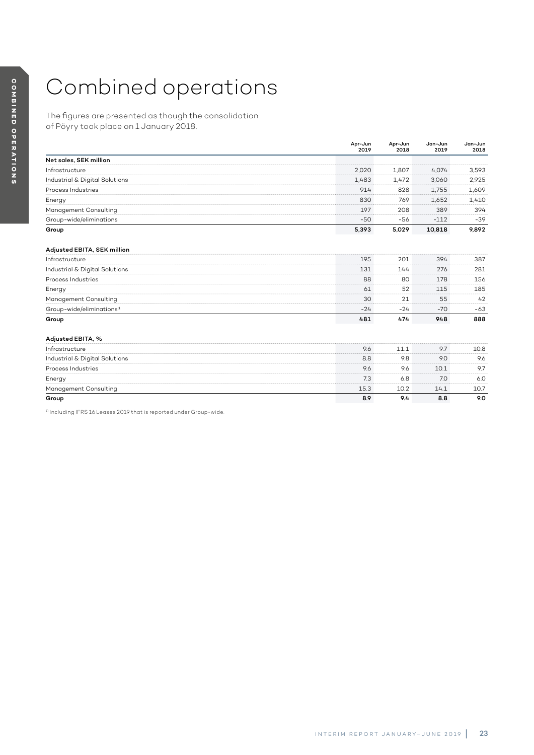# Combined operations

The figures are presented as though the consolidation of Pöyry took place on 1 January 2018.

| | Apr–Jun 2019 | Apr–Jun 2018 | Jan–Jun 2019 | Jan–Jun 2018 |
|---|---|---|---|---|
| **Net sales, SEK million** | | | | |
| Infrastructure | 2,020 | 1,807 | 4,074 | 3,593 |
| Industrial & Digital Solutions | 1,483 | 1,472 | 3,060 | 2,925 |
| Process Industries | 914 | 828 | 1,755 | 1,609 |
| Energy | 830 | 769 | 1,652 | 1,410 |
| Management Consulting | 197 | 208 | 389 | 394 |
| Group-wide/eliminations | -50 | -56 | -112 | -39 |
| **Group** | **5,393** | **5,029** | **10,818** | **9,892** |
| | | | | |
| **Adjusted EBITA, SEK million** | | | | |
| Infrastructure | 195 | 201 | 394 | 387 |
| Industrial & Digital Solutions | 131 | 144 | 276 | 281 |
| Process Industries | 88 | 80 | 178 | 156 |
| Energy | 61 | 52 | 115 | 185 |
| Management Consulting | 30 | 21 | 55 | 42 |
| Group-wide/eliminations[1] | -24 | -24 | -70 | -63 |
| **Group** | **481** | **474** | **948** | **888** |
| | | | | |
| **Adjusted EBITA, %** | | | | |
| Infrastructure | 9.6 | 11.1 | 9.7 | 10.8 |
| Industrial & Digital Solutions | 8.8 | 9.8 | 9.0 | 9.6 |
| Process Industries | 9.6 | 9.6 | 10.1 | 9.7 |
| Energy | 7.3 | 6.8 | 7.0 | 6.0 |
| Management Consulting | 15.3 | 10.2 | 14.1 | 10.7 |
| **Group** | **8.9** | **9.4** | **8.8** | **9.0** |

[1] Including IFRS 16 Leases 2019 that is reported under Group-wide.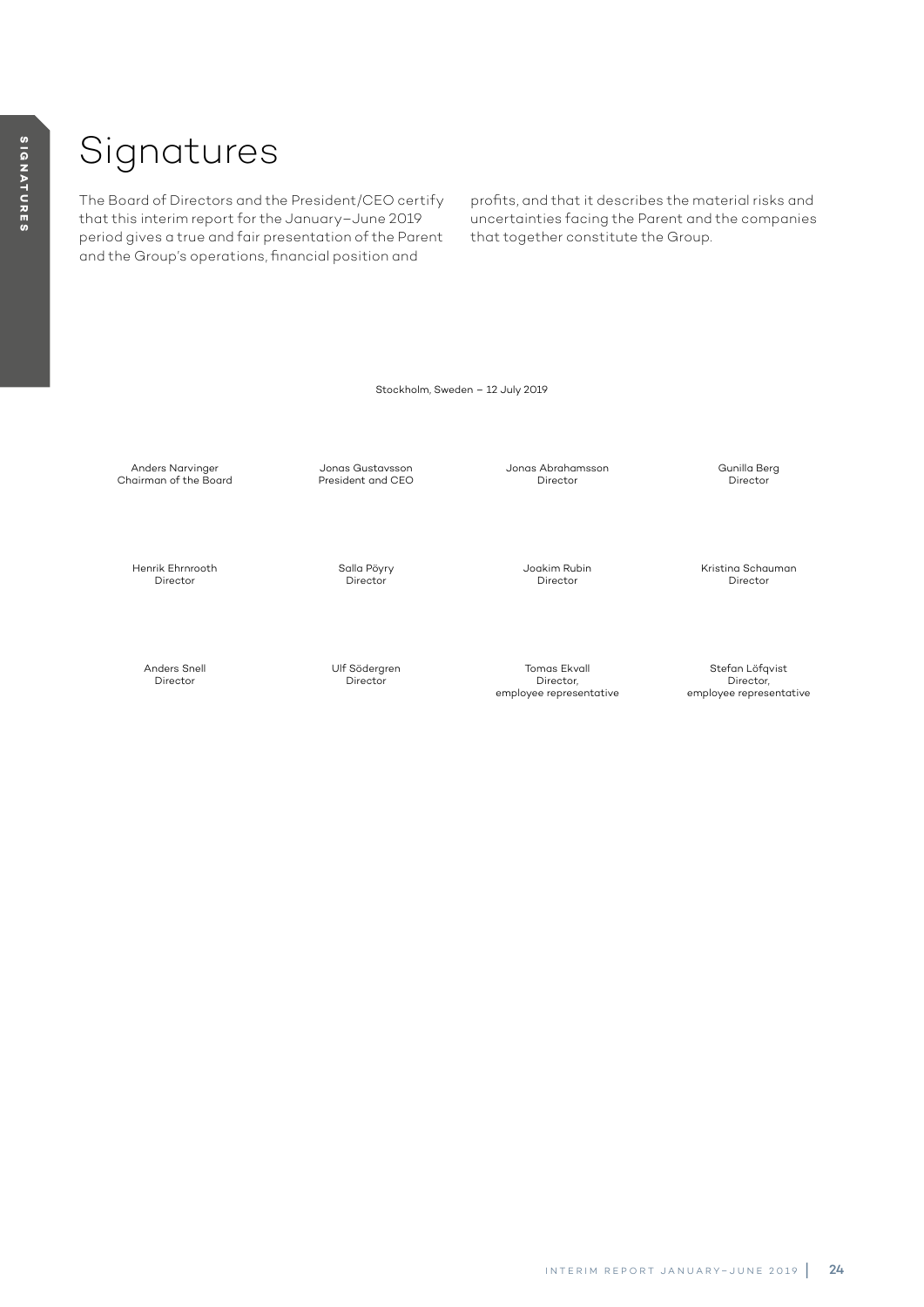# Signatures

The Board of Directors and the President/CEO certify that this interim report for the January–June 2019 period gives a true and fair presentation of the Parent and the Group's operations, financial position and profits, and that it describes the material risks and uncertainties facing the Parent and the companies that together constitute the Group.

Stockholm, Sweden – 12 July 2019

| | | | |
|---|---|---|---|
| Anders Narvinger<br>Chairman of the Board | Jonas Gustavsson<br>President and CEO | Jonas Abrahamsson<br>Director | Gunilla Berg<br>Director |
| Henrik Ehrnrooth<br>Director | Salla Pöyry<br>Director | Joakim Rubin<br>Director | Kristina Schauman<br>Director |
| Anders Snell<br>Director | Ulf Södergren<br>Director | Tomas Ekvall<br>Director,<br>employee representative | Stefan Löfqvist<br>Director,<br>employee representative |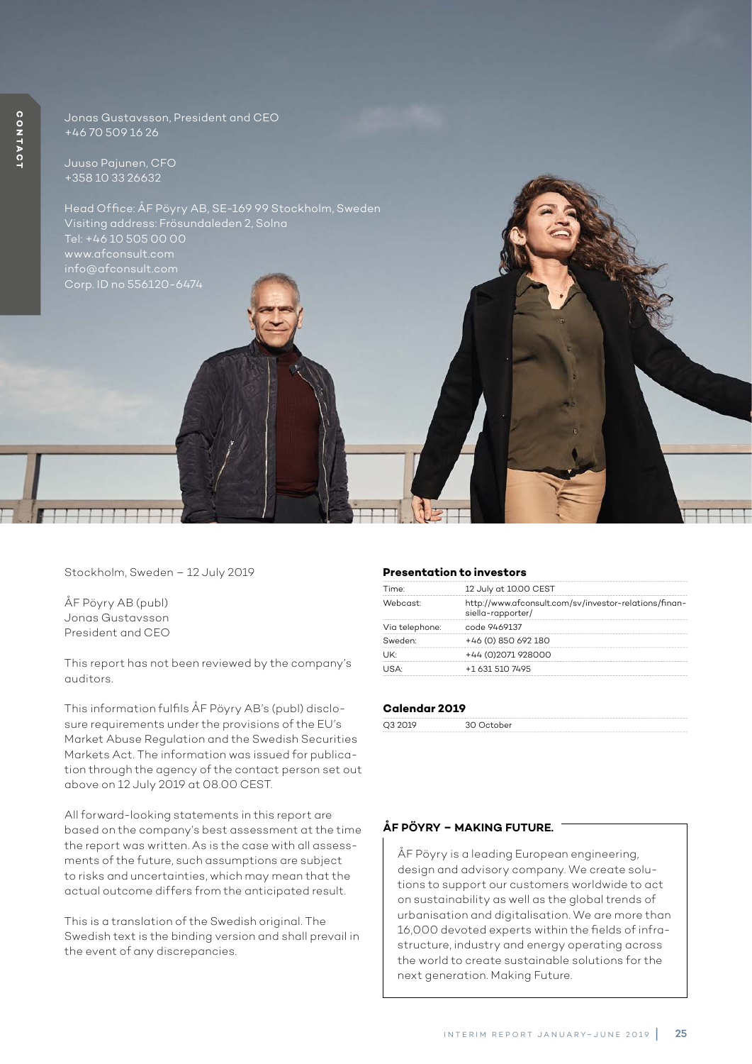CONTACT

Jonas Gustavsson, President and CEO
+46 70 509 16 26

Juuso Pajunen, CFO
+358 10 33 26632

Head Office: ÅF Pöyry AB, SE-169 99 Stockholm, Sweden
Visiting address: Frösundaleden 2, Solna
Tel: +46 10 505 00 00
www.afconsult.com
info@afconsult.com
Corp. ID no 556120-6474

Stockholm, Sweden – 12 July 2019

ÅF Pöyry AB (publ)
Jonas Gustavsson
President and CEO

This report has not been reviewed by the company's auditors.

This information fulfils ÅF Pöyry AB's (publ) disclosure requirements under the provisions of the EU's Market Abuse Regulation and the Swedish Securities Markets Act. The information was issued for publication through the agency of the contact person set out above on 12 July 2019 at 08.00 CEST.

All forward-looking statements in this report are based on the company's best assessment at the time the report was written. As is the case with all assessments of the future, such assumptions are subject to risks and uncertainties, which may mean that the actual outcome differs from the anticipated result.

This is a translation of the Swedish original. The Swedish text is the binding version and shall prevail in the event of any discrepancies.

**Presentation to investors**

| | |
|---|---|
| Time: | 12 July at 10.00 CEST |
| Webcast: | http://www.afconsult.com/sv/investor-relations/finansiella-rapporter/ |
| Via telephone: | code 9469137 |
| Sweden: | +46 (0) 850 692 180 |
| UK: | +44 (0)2071 928000 |
| USA: | +1 631 510 7495 |

**Calendar 2019**

| | |
|---|---|
| Q3 2019 | 30 October |

**ÅF PÖYRY – MAKING FUTURE.**

ÅF Pöyry is a leading European engineering, design and advisory company. We create solutions to support our customers worldwide to act on sustainability as well as the global trends of urbanisation and digitalisation. We are more than 16,000 devoted experts within the fields of infrastructure, industry and energy operating across the world to create sustainable solutions for the next generation. Making Future.